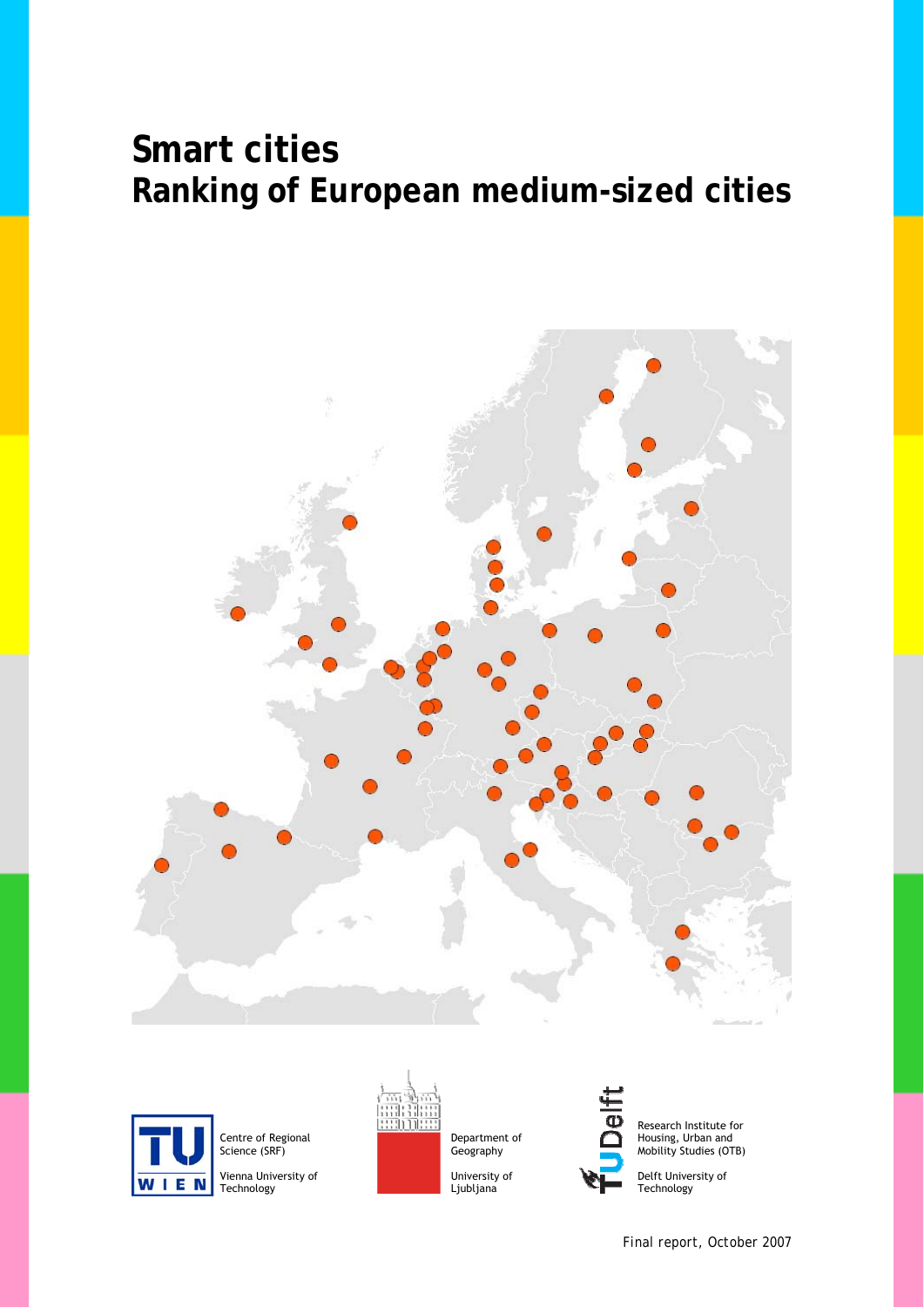# Smart cities
# Ranking of European medium-sized cities

Centre of Regional Science (SRF)

Vienna University of Technology

Department of Geography

University of Ljubljana

Research Institute for Housing, Urban and Mobility Studies (OTB)

Delft University of Technology

Final report, October 2007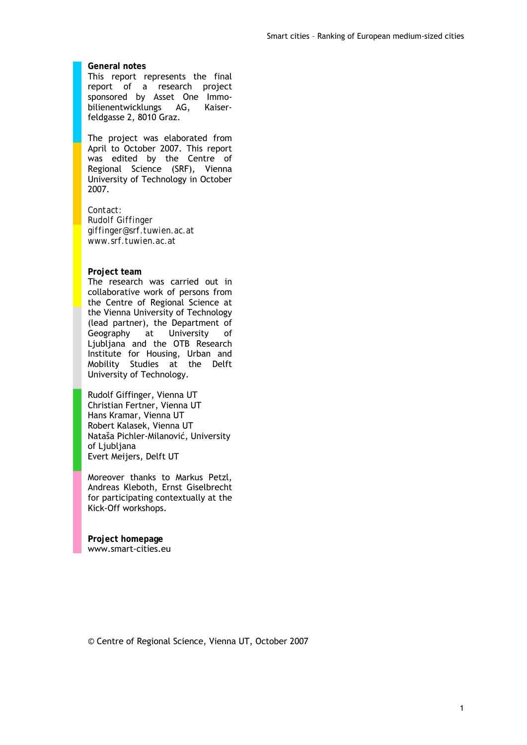**General notes**

This report represents the final report of a research project sponsored by Asset One Immobilienentwicklungs AG, Kaiserfeldgasse 2, 8010 Graz.

The project was elaborated from April to October 2007. This report was edited by the Centre of Regional Science (SRF), Vienna University of Technology in October 2007.

*Contact:*
*Rudolf Giffinger*
*giffinger@srf.tuwien.ac.at*
*www.srf.tuwien.ac.at*

**Project team**

The research was carried out in collaborative work of persons from the Centre of Regional Science at the Vienna University of Technology (lead partner), the Department of Geography at University of Ljubljana and the OTB Research Institute for Housing, Urban and Mobility Studies at the Delft University of Technology.

Rudolf Giffinger, Vienna UT
Christian Fertner, Vienna UT
Hans Kramar, Vienna UT
Robert Kalasek, Vienna UT
Nataša Pichler-Milanović, University of Ljubljana
Evert Meijers, Delft UT

Moreover thanks to Markus Petzl, Andreas Kleboth, Ernst Giselbrecht for participating contextually at the Kick-Off workshops.

**Project homepage**
www.smart-cities.eu

© Centre of Regional Science, Vienna UT, October 2007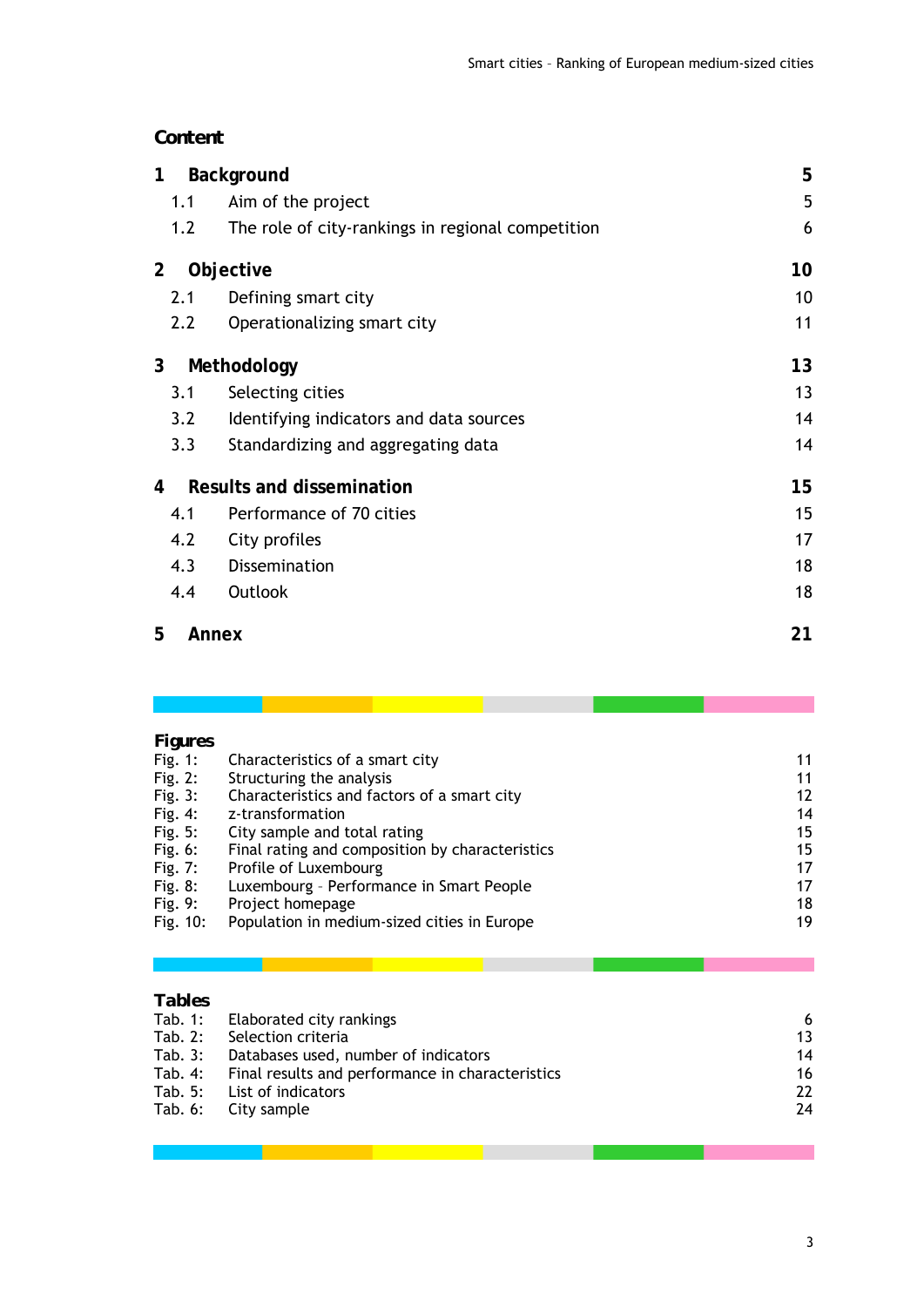## Content

| | | |
|---|---|---|
| **1** | **Background** | **5** |
| 1.1 | Aim of the project | 5 |
| 1.2 | The role of city-rankings in regional competition | 6 |
| **2** | **Objective** | **10** |
| 2.1 | Defining smart city | 10 |
| 2.2 | Operationalizing smart city | 11 |
| **3** | **Methodology** | **13** |
| 3.1 | Selecting cities | 13 |
| 3.2 | Identifying indicators and data sources | 14 |
| 3.3 | Standardizing and aggregating data | 14 |
| **4** | **Results and dissemination** | **15** |
| 4.1 | Performance of 70 cities | 15 |
| 4.2 | City profiles | 17 |
| 4.3 | Dissemination | 18 |
| 4.4 | Outlook | 18 |
| **5** | **Annex** | **21** |

### Figures

| | | |
|---|---|---|
| Fig. 1: | Characteristics of a smart city | 11 |
| Fig. 2: | Structuring the analysis | 11 |
| Fig. 3: | Characteristics and factors of a smart city | 12 |
| Fig. 4: | z-transformation | 14 |
| Fig. 5: | City sample and total rating | 15 |
| Fig. 6: | Final rating and composition by characteristics | 15 |
| Fig. 7: | Profile of Luxembourg | 17 |
| Fig. 8: | Luxembourg – Performance in Smart People | 17 |
| Fig. 9: | Project homepage | 18 |
| Fig. 10: | Population in medium-sized cities in Europe | 19 |

### Tables

| | | |
|---|---|---|
| Tab. 1: | Elaborated city rankings | 6 |
| Tab. 2: | Selection criteria | 13 |
| Tab. 3: | Databases used, number of indicators | 14 |
| Tab. 4: | Final results and performance in characteristics | 16 |
| Tab. 5: | List of indicators | 22 |
| Tab. 6: | City sample | 24 |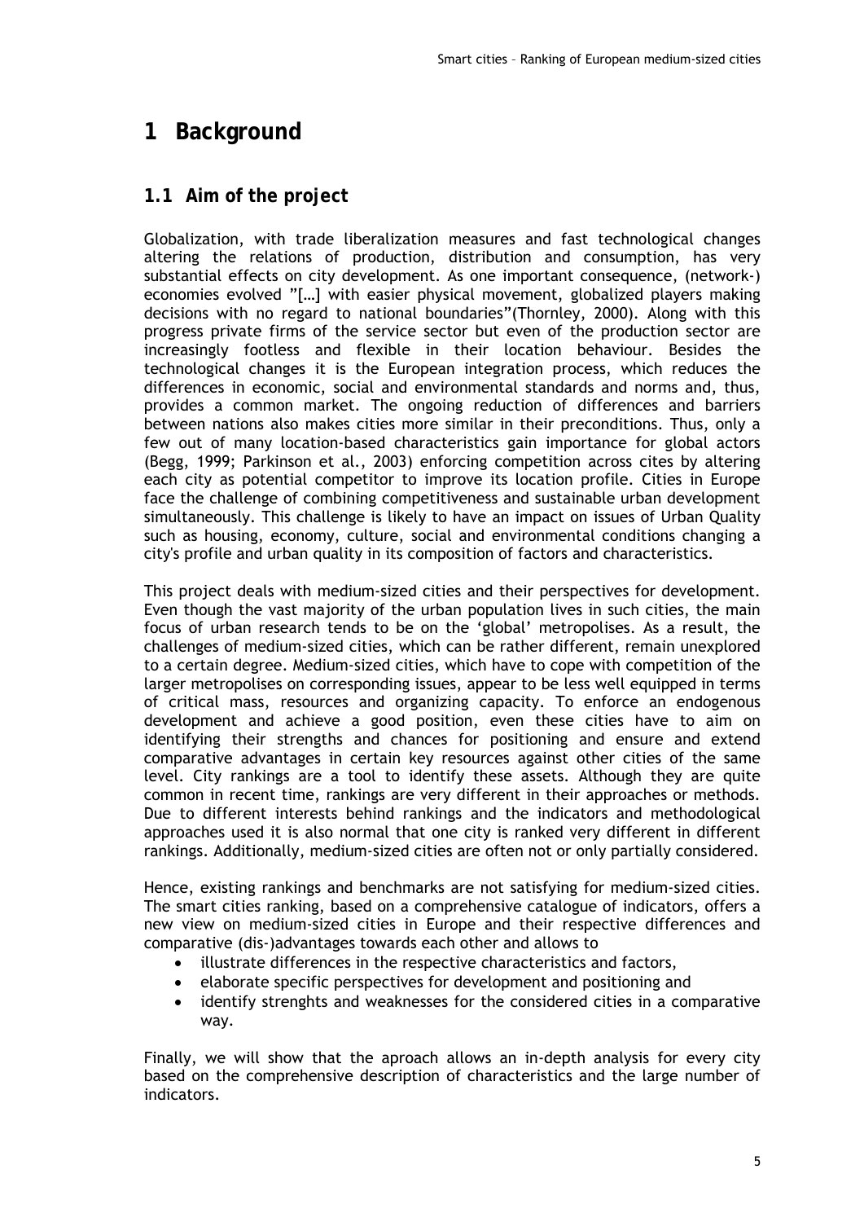# 1 Background

## 1.1 Aim of the project

Globalization, with trade liberalization measures and fast technological changes altering the relations of production, distribution and consumption, has very substantial effects on city development. As one important consequence, (network-) economies evolved "[…] with easier physical movement, globalized players making decisions with no regard to national boundaries"(Thornley, 2000). Along with this progress private firms of the service sector but even of the production sector are increasingly footless and flexible in their location behaviour. Besides the technological changes it is the European integration process, which reduces the differences in economic, social and environmental standards and norms and, thus, provides a common market. The ongoing reduction of differences and barriers between nations also makes cities more similar in their preconditions. Thus, only a few out of many location-based characteristics gain importance for global actors (Begg, 1999; Parkinson et al., 2003) enforcing competition across cites by altering each city as potential competitor to improve its location profile. Cities in Europe face the challenge of combining competitiveness and sustainable urban development simultaneously. This challenge is likely to have an impact on issues of Urban Quality such as housing, economy, culture, social and environmental conditions changing a city's profile and urban quality in its composition of factors and characteristics.

This project deals with medium-sized cities and their perspectives for development. Even though the vast majority of the urban population lives in such cities, the main focus of urban research tends to be on the 'global' metropolises. As a result, the challenges of medium-sized cities, which can be rather different, remain unexplored to a certain degree. Medium-sized cities, which have to cope with competition of the larger metropolises on corresponding issues, appear to be less well equipped in terms of critical mass, resources and organizing capacity. To enforce an endogenous development and achieve a good position, even these cities have to aim on identifying their strengths and chances for positioning and ensure and extend comparative advantages in certain key resources against other cities of the same level. City rankings are a tool to identify these assets. Although they are quite common in recent time, rankings are very different in their approaches or methods. Due to different interests behind rankings and the indicators and methodological approaches used it is also normal that one city is ranked very different in different rankings. Additionally, medium-sized cities are often not or only partially considered.

Hence, existing rankings and benchmarks are not satisfying for medium-sized cities. The smart cities ranking, based on a comprehensive catalogue of indicators, offers a new view on medium-sized cities in Europe and their respective differences and comparative (dis-)advantages towards each other and allows to

- illustrate differences in the respective characteristics and factors,
- elaborate specific perspectives for development and positioning and
- identify strenghts and weaknesses for the considered cities in a comparative way.

Finally, we will show that the aproach allows an in-depth analysis for every city based on the comprehensive description of characteristics and the large number of indicators.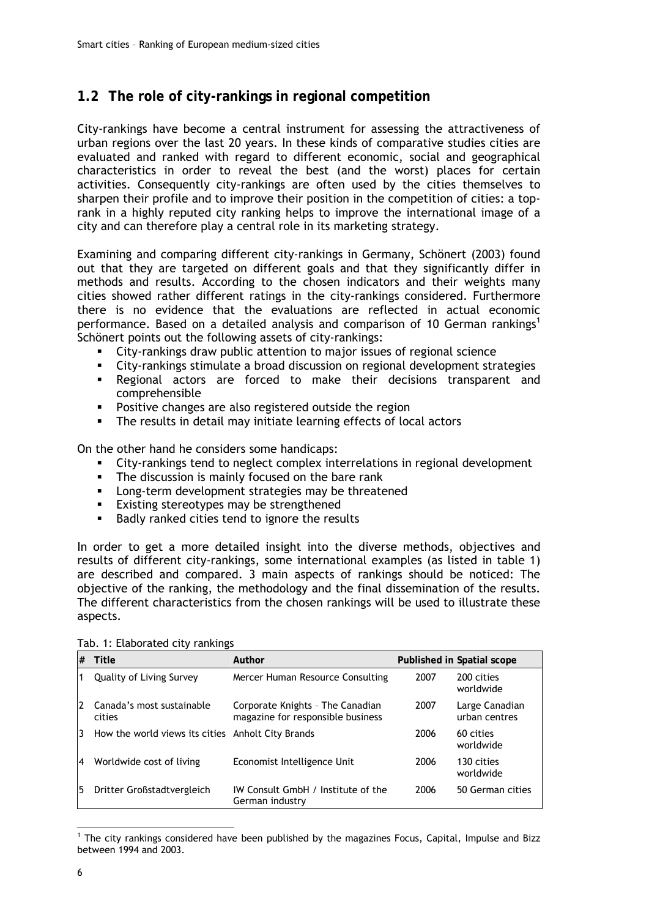## 1.2 The role of city-rankings in regional competition

City-rankings have become a central instrument for assessing the attractiveness of urban regions over the last 20 years. In these kinds of comparative studies cities are evaluated and ranked with regard to different economic, social and geographical characteristics in order to reveal the best (and the worst) places for certain activities. Consequently city-rankings are often used by the cities themselves to sharpen their profile and to improve their position in the competition of cities: a top-rank in a highly reputed city ranking helps to improve the international image of a city and can therefore play a central role in its marketing strategy.

Examining and comparing different city-rankings in Germany, Schönert (2003) found out that they are targeted on different goals and that they significantly differ in methods and results. According to the chosen indicators and their weights many cities showed rather different ratings in the city-rankings considered. Furthermore there is no evidence that the evaluations are reflected in actual economic performance. Based on a detailed analysis and comparison of 10 German rankings[1] Schönert points out the following assets of city-rankings:

- City-rankings draw public attention to major issues of regional science
- City-rankings stimulate a broad discussion on regional development strategies
- Regional actors are forced to make their decisions transparent and comprehensible
- Positive changes are also registered outside the region
- The results in detail may initiate learning effects of local actors

On the other hand he considers some handicaps:

- City-rankings tend to neglect complex interrelations in regional development
- The discussion is mainly focused on the bare rank
- Long-term development strategies may be threatened
- Existing stereotypes may be strengthened
- Badly ranked cities tend to ignore the results

In order to get a more detailed insight into the diverse methods, objectives and results of different city-rankings, some international examples (as listed in table 1) are described and compared. 3 main aspects of rankings should be noticed: The objective of the ranking, the methodology and the final dissemination of the results. The different characteristics from the chosen rankings will be used to illustrate these aspects.

Tab. 1: Elaborated city rankings

| # | Title | Author | Published in | Spatial scope |
|---|---|---|---|---|
| 1 | Quality of Living Survey | Mercer Human Resource Consulting | 2007 | 200 cities worldwide |
| 2 | Canada's most sustainable cities | Corporate Knights – The Canadian magazine for responsible business | 2007 | Large Canadian urban centres |
| 3 | How the world views its cities | Anholt City Brands | 2006 | 60 cities worldwide |
| 4 | Worldwide cost of living | Economist Intelligence Unit | 2006 | 130 cities worldwide |
| 5 | Dritter Großstadtvergleich | IW Consult GmbH / Institute of the German industry | 2006 | 50 German cities |

[1] The city rankings considered have been published by the magazines Focus, Capital, Impulse and Bizz between 1994 and 2003.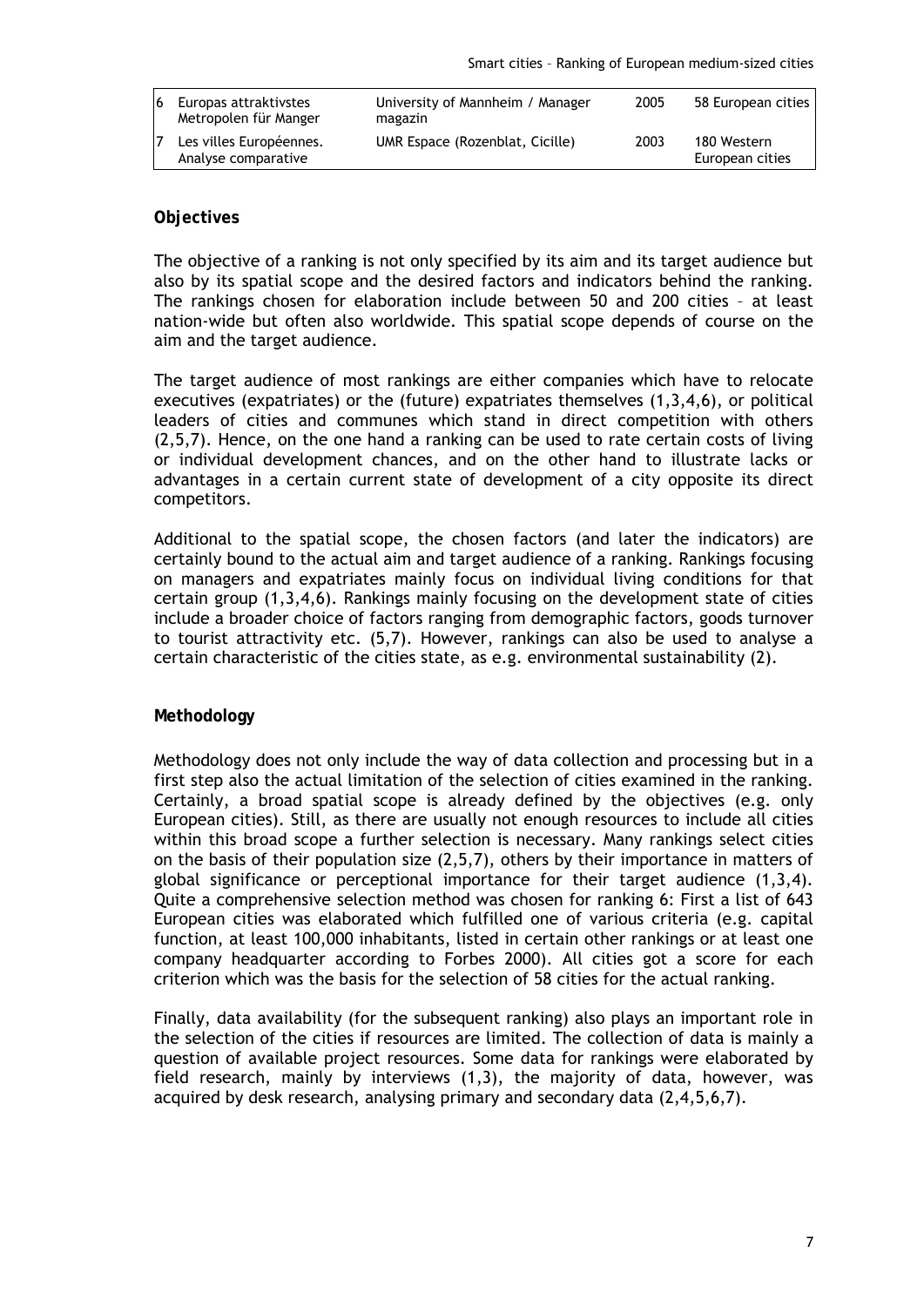| 6 | Europas attraktivstes Metropolen für Manger | University of Mannheim / Manager magazin | 2005 | 58 European cities |
|---|---|---|---|---|
| 7 | Les villes Européennes. Analyse comparative | UMR Espace (Rozenblat, Cicille) | 2003 | 180 Western European cities |

### Objectives

The objective of a ranking is not only specified by its aim and its target audience but also by its spatial scope and the desired factors and indicators behind the ranking. The rankings chosen for elaboration include between 50 and 200 cities – at least nation-wide but often also worldwide. This spatial scope depends of course on the aim and the target audience.

The target audience of most rankings are either companies which have to relocate executives (expatriates) or the (future) expatriates themselves (1,3,4,6), or political leaders of cities and communes which stand in direct competition with others (2,5,7). Hence, on the one hand a ranking can be used to rate certain costs of living or individual development chances, and on the other hand to illustrate lacks or advantages in a certain current state of development of a city opposite its direct competitors.

Additional to the spatial scope, the chosen factors (and later the indicators) are certainly bound to the actual aim and target audience of a ranking. Rankings focusing on managers and expatriates mainly focus on individual living conditions for that certain group (1,3,4,6). Rankings mainly focusing on the development state of cities include a broader choice of factors ranging from demographic factors, goods turnover to tourist attractivity etc. (5,7). However, rankings can also be used to analyse a certain characteristic of the cities state, as e.g. environmental sustainability (2).

### Methodology

Methodology does not only include the way of data collection and processing but in a first step also the actual limitation of the selection of cities examined in the ranking. Certainly, a broad spatial scope is already defined by the objectives (e.g. only European cities). Still, as there are usually not enough resources to include all cities within this broad scope a further selection is necessary. Many rankings select cities on the basis of their population size (2,5,7), others by their importance in matters of global significance or perceptional importance for their target audience (1,3,4). Quite a comprehensive selection method was chosen for ranking 6: First a list of 643 European cities was elaborated which fulfilled one of various criteria (e.g. capital function, at least 100,000 inhabitants, listed in certain other rankings or at least one company headquarter according to Forbes 2000). All cities got a score for each criterion which was the basis for the selection of 58 cities for the actual ranking.

Finally, data availability (for the subsequent ranking) also plays an important role in the selection of the cities if resources are limited. The collection of data is mainly a question of available project resources. Some data for rankings were elaborated by field research, mainly by interviews (1,3), the majority of data, however, was acquired by desk research, analysing primary and secondary data (2,4,5,6,7).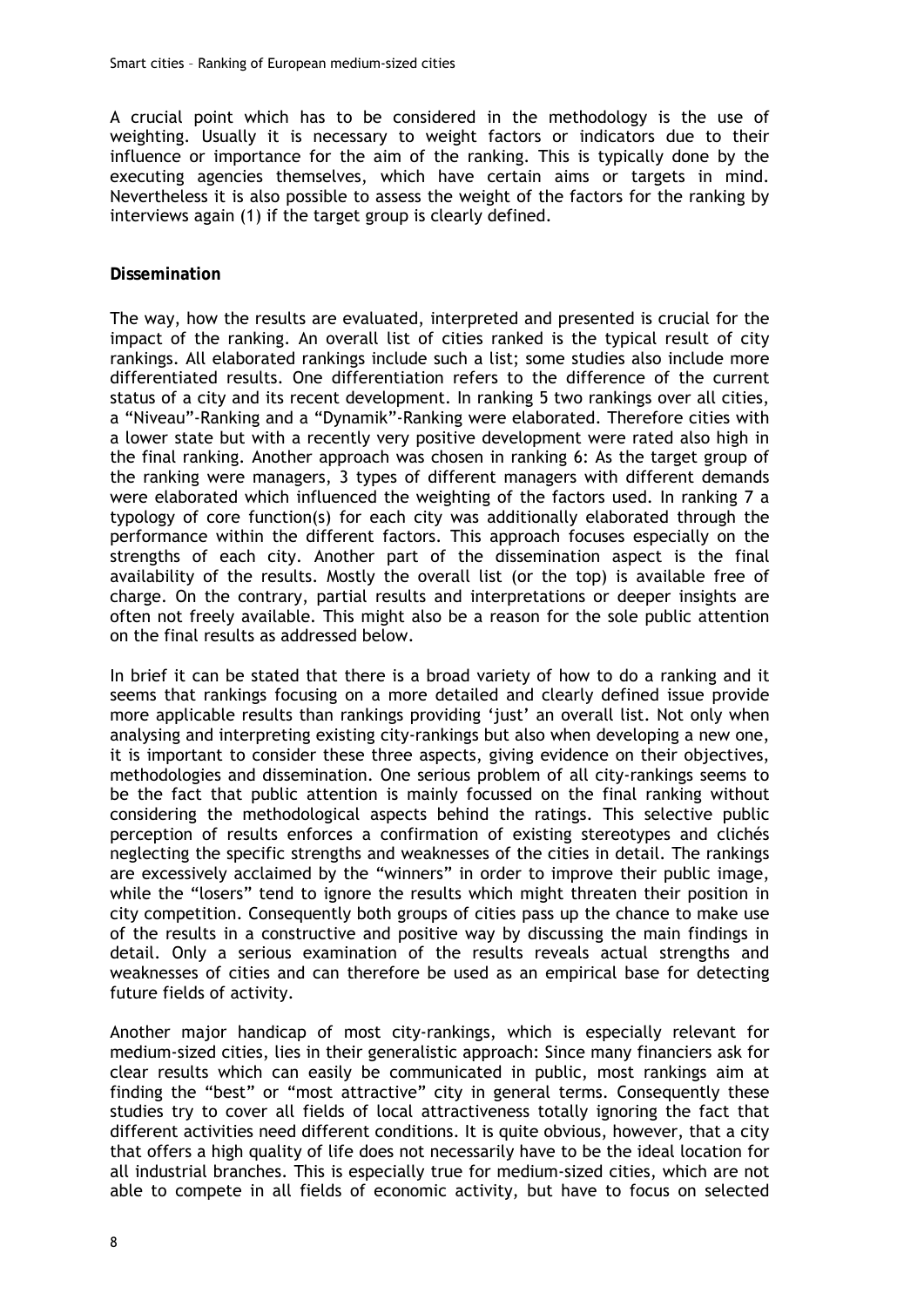A crucial point which has to be considered in the methodology is the use of weighting. Usually it is necessary to weight factors or indicators due to their influence or importance for the aim of the ranking. This is typically done by the executing agencies themselves, which have certain aims or targets in mind. Nevertheless it is also possible to assess the weight of the factors for the ranking by interviews again (1) if the target group is clearly defined.

**Dissemination**

The way, how the results are evaluated, interpreted and presented is crucial for the impact of the ranking. An overall list of cities ranked is the typical result of city rankings. All elaborated rankings include such a list; some studies also include more differentiated results. One differentiation refers to the difference of the current status of a city and its recent development. In ranking 5 two rankings over all cities, a "Niveau"-Ranking and a "Dynamik"-Ranking were elaborated. Therefore cities with a lower state but with a recently very positive development were rated also high in the final ranking. Another approach was chosen in ranking 6: As the target group of the ranking were managers, 3 types of different managers with different demands were elaborated which influenced the weighting of the factors used. In ranking 7 a typology of core function(s) for each city was additionally elaborated through the performance within the different factors. This approach focuses especially on the strengths of each city. Another part of the dissemination aspect is the final availability of the results. Mostly the overall list (or the top) is available free of charge. On the contrary, partial results and interpretations or deeper insights are often not freely available. This might also be a reason for the sole public attention on the final results as addressed below.

In brief it can be stated that there is a broad variety of how to do a ranking and it seems that rankings focusing on a more detailed and clearly defined issue provide more applicable results than rankings providing 'just' an overall list. Not only when analysing and interpreting existing city-rankings but also when developing a new one, it is important to consider these three aspects, giving evidence on their objectives, methodologies and dissemination. One serious problem of all city-rankings seems to be the fact that public attention is mainly focussed on the final ranking without considering the methodological aspects behind the ratings. This selective public perception of results enforces a confirmation of existing stereotypes and clichés neglecting the specific strengths and weaknesses of the cities in detail. The rankings are excessively acclaimed by the "winners" in order to improve their public image, while the "losers" tend to ignore the results which might threaten their position in city competition. Consequently both groups of cities pass up the chance to make use of the results in a constructive and positive way by discussing the main findings in detail. Only a serious examination of the results reveals actual strengths and weaknesses of cities and can therefore be used as an empirical base for detecting future fields of activity.

Another major handicap of most city-rankings, which is especially relevant for medium-sized cities, lies in their generalistic approach: Since many financiers ask for clear results which can easily be communicated in public, most rankings aim at finding the "best" or "most attractive" city in general terms. Consequently these studies try to cover all fields of local attractiveness totally ignoring the fact that different activities need different conditions. It is quite obvious, however, that a city that offers a high quality of life does not necessarily have to be the ideal location for all industrial branches. This is especially true for medium-sized cities, which are not able to compete in all fields of economic activity, but have to focus on selected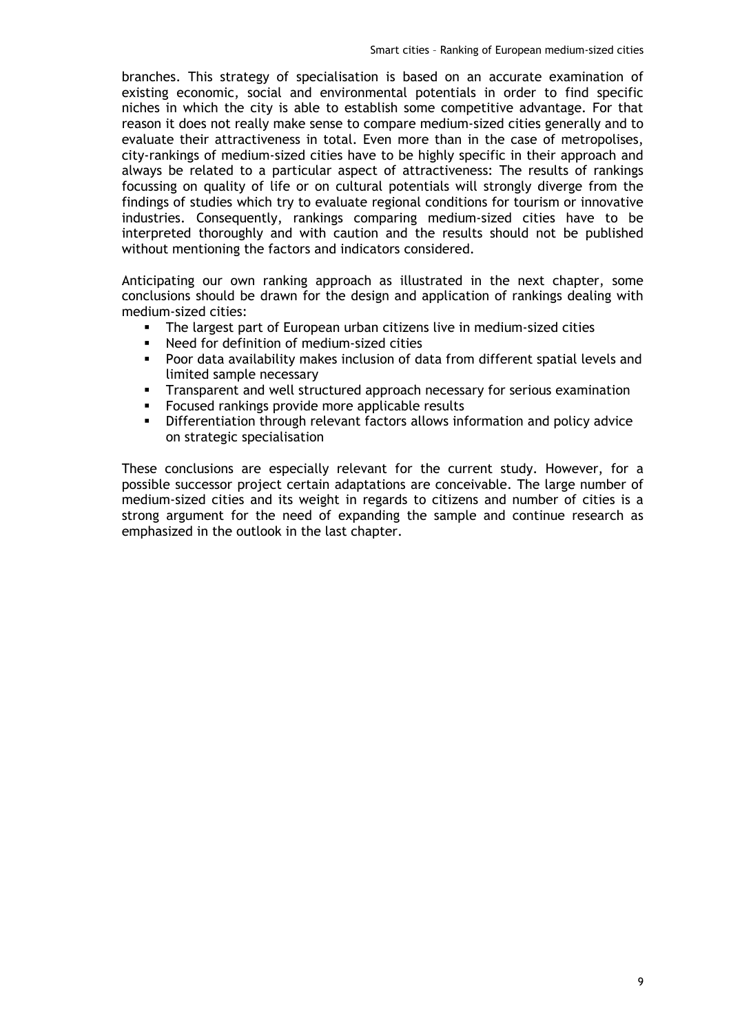branches. This strategy of specialisation is based on an accurate examination of existing economic, social and environmental potentials in order to find specific niches in which the city is able to establish some competitive advantage. For that reason it does not really make sense to compare medium-sized cities generally and to evaluate their attractiveness in total. Even more than in the case of metropolises, city-rankings of medium-sized cities have to be highly specific in their approach and always be related to a particular aspect of attractiveness: The results of rankings focussing on quality of life or on cultural potentials will strongly diverge from the findings of studies which try to evaluate regional conditions for tourism or innovative industries. Consequently, rankings comparing medium-sized cities have to be interpreted thoroughly and with caution and the results should not be published without mentioning the factors and indicators considered.

Anticipating our own ranking approach as illustrated in the next chapter, some conclusions should be drawn for the design and application of rankings dealing with medium-sized cities:

- The largest part of European urban citizens live in medium-sized cities
- Need for definition of medium-sized cities
- Poor data availability makes inclusion of data from different spatial levels and limited sample necessary
- Transparent and well structured approach necessary for serious examination
- Focused rankings provide more applicable results
- Differentiation through relevant factors allows information and policy advice on strategic specialisation

These conclusions are especially relevant for the current study. However, for a possible successor project certain adaptations are conceivable. The large number of medium-sized cities and its weight in regards to citizens and number of cities is a strong argument for the need of expanding the sample and continue research as emphasized in the outlook in the last chapter.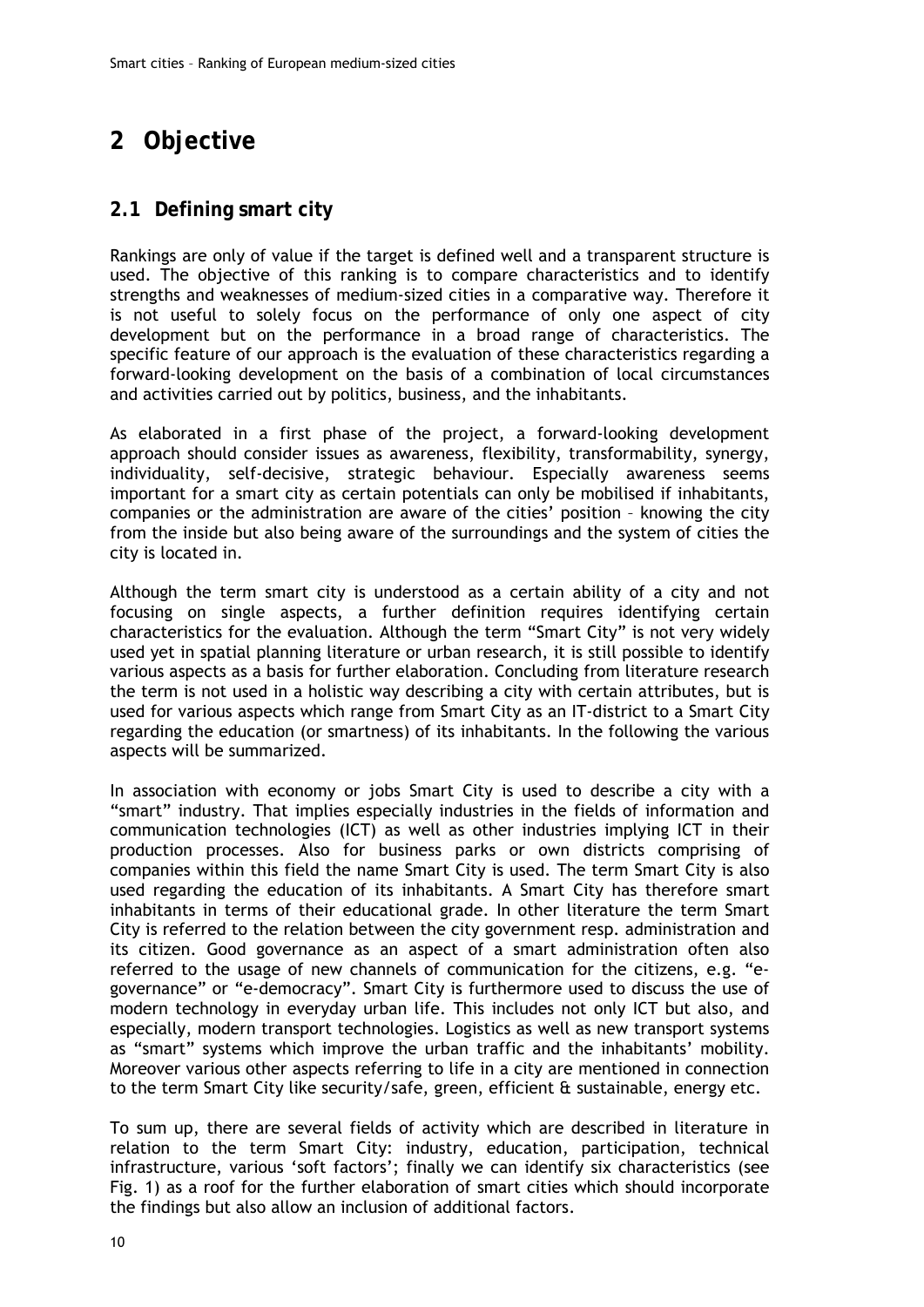# 2 Objective

## 2.1 Defining smart city

Rankings are only of value if the target is defined well and a transparent structure is used. The objective of this ranking is to compare characteristics and to identify strengths and weaknesses of medium-sized cities in a comparative way. Therefore it is not useful to solely focus on the performance of only one aspect of city development but on the performance in a broad range of characteristics. The specific feature of our approach is the evaluation of these characteristics regarding a forward-looking development on the basis of a combination of local circumstances and activities carried out by politics, business, and the inhabitants.

As elaborated in a first phase of the project, a forward-looking development approach should consider issues as awareness, flexibility, transformability, synergy, individuality, self-decisive, strategic behaviour. Especially awareness seems important for a smart city as certain potentials can only be mobilised if inhabitants, companies or the administration are aware of the cities' position – knowing the city from the inside but also being aware of the surroundings and the system of cities the city is located in.

Although the term smart city is understood as a certain ability of a city and not focusing on single aspects, a further definition requires identifying certain characteristics for the evaluation. Although the term "Smart City" is not very widely used yet in spatial planning literature or urban research, it is still possible to identify various aspects as a basis for further elaboration. Concluding from literature research the term is not used in a holistic way describing a city with certain attributes, but is used for various aspects which range from Smart City as an IT-district to a Smart City regarding the education (or smartness) of its inhabitants. In the following the various aspects will be summarized.

In association with economy or jobs Smart City is used to describe a city with a "smart" industry. That implies especially industries in the fields of information and communication technologies (ICT) as well as other industries implying ICT in their production processes. Also for business parks or own districts comprising of companies within this field the name Smart City is used. The term Smart City is also used regarding the education of its inhabitants. A Smart City has therefore smart inhabitants in terms of their educational grade. In other literature the term Smart City is referred to the relation between the city government resp. administration and its citizen. Good governance as an aspect of a smart administration often also referred to the usage of new channels of communication for the citizens, e.g. "e-governance" or "e-democracy". Smart City is furthermore used to discuss the use of modern technology in everyday urban life. This includes not only ICT but also, and especially, modern transport technologies. Logistics as well as new transport systems as "smart" systems which improve the urban traffic and the inhabitants' mobility. Moreover various other aspects referring to life in a city are mentioned in connection to the term Smart City like security/safe, green, efficient & sustainable, energy etc.

To sum up, there are several fields of activity which are described in literature in relation to the term Smart City: industry, education, participation, technical infrastructure, various 'soft factors'; finally we can identify six characteristics (see Fig. 1) as a roof for the further elaboration of smart cities which should incorporate the findings but also allow an inclusion of additional factors.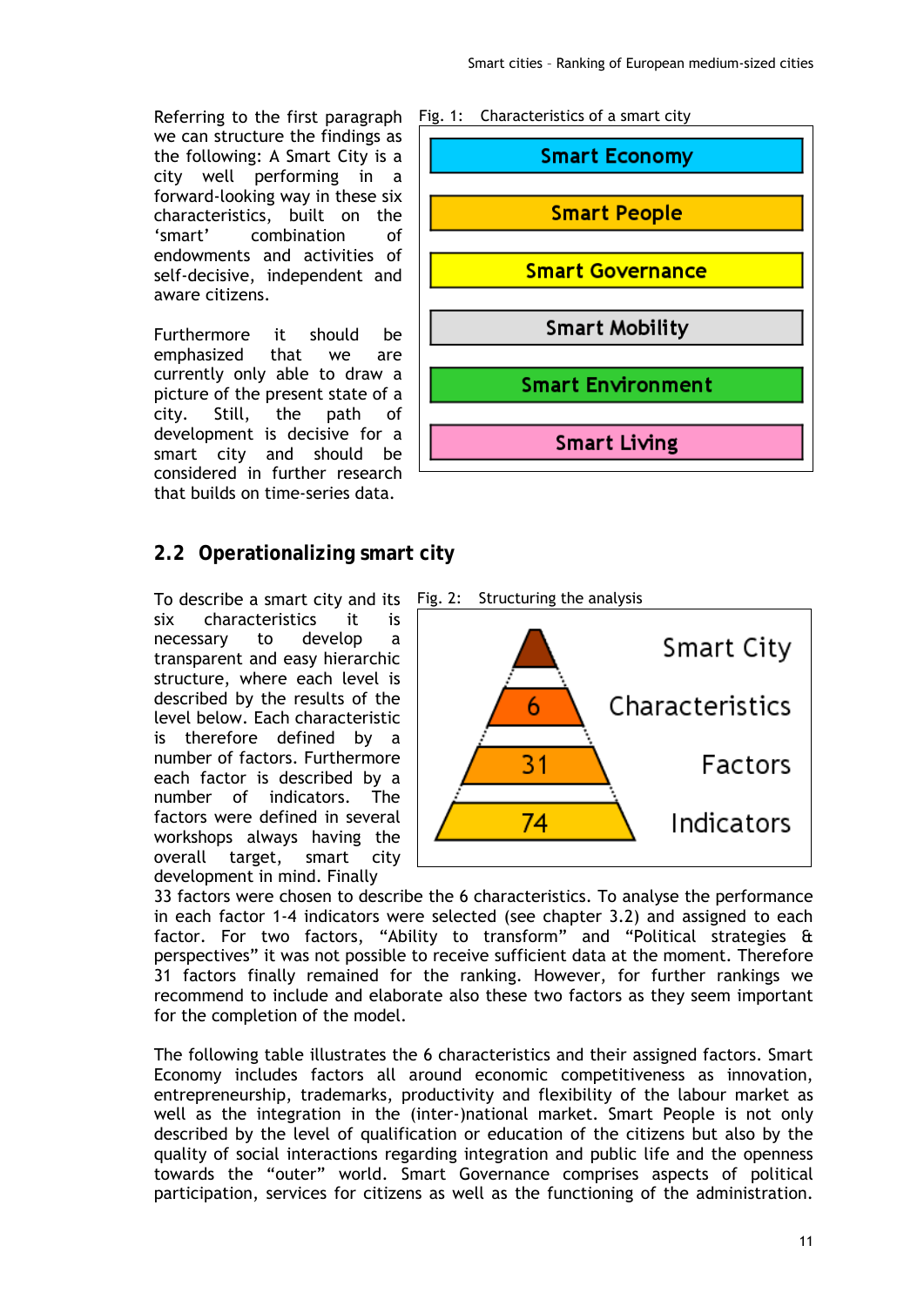Referring to the first paragraph we can structure the findings as the following: A Smart City is a city well performing in a forward-looking way in these six characteristics, built on the 'smart' combination of endowments and activities of self-decisive, independent and aware citizens.

Furthermore it should be emphasized that we are currently only able to draw a picture of the present state of a city. Still, the path of development is decisive for a smart city and should be considered in further research that builds on time-series data.

Fig. 1: Characteristics of a smart city

- Smart Economy
- Smart People
- Smart Governance
- Smart Mobility
- Smart Environment
- Smart Living

## 2.2 Operationalizing smart city

To describe a smart city and its six characteristics it is necessary to develop a transparent and easy hierarchic structure, where each level is described by the results of the level below. Each characteristic is therefore defined by a number of factors. Furthermore each factor is described by a number of indicators. The factors were defined in several workshops always having the overall target, smart city development in mind. Finally 33 factors were chosen to describe the 6 characteristics. To analyse the performance in each factor 1-4 indicators were selected (see chapter 3.2) and assigned to each factor. For two factors, "Ability to transform" and "Political strategies & perspectives" it was not possible to receive sufficient data at the moment. Therefore 31 factors finally remained for the ranking. However, for further rankings we recommend to include and elaborate also these two factors as they seem important for the completion of the model.

Fig. 2: Structuring the analysis

| Level | Number |
|---|---|
| Smart City | |
| Characteristics | 6 |
| Factors | 31 |
| Indicators | 74 |

The following table illustrates the 6 characteristics and their assigned factors. Smart Economy includes factors all around economic competitiveness as innovation, entrepreneurship, trademarks, productivity and flexibility of the labour market as well as the integration in the (inter-)national market. Smart People is not only described by the level of qualification or education of the citizens but also by the quality of social interactions regarding integration and public life and the openness towards the "outer" world. Smart Governance comprises aspects of political participation, services for citizens as well as the functioning of the administration.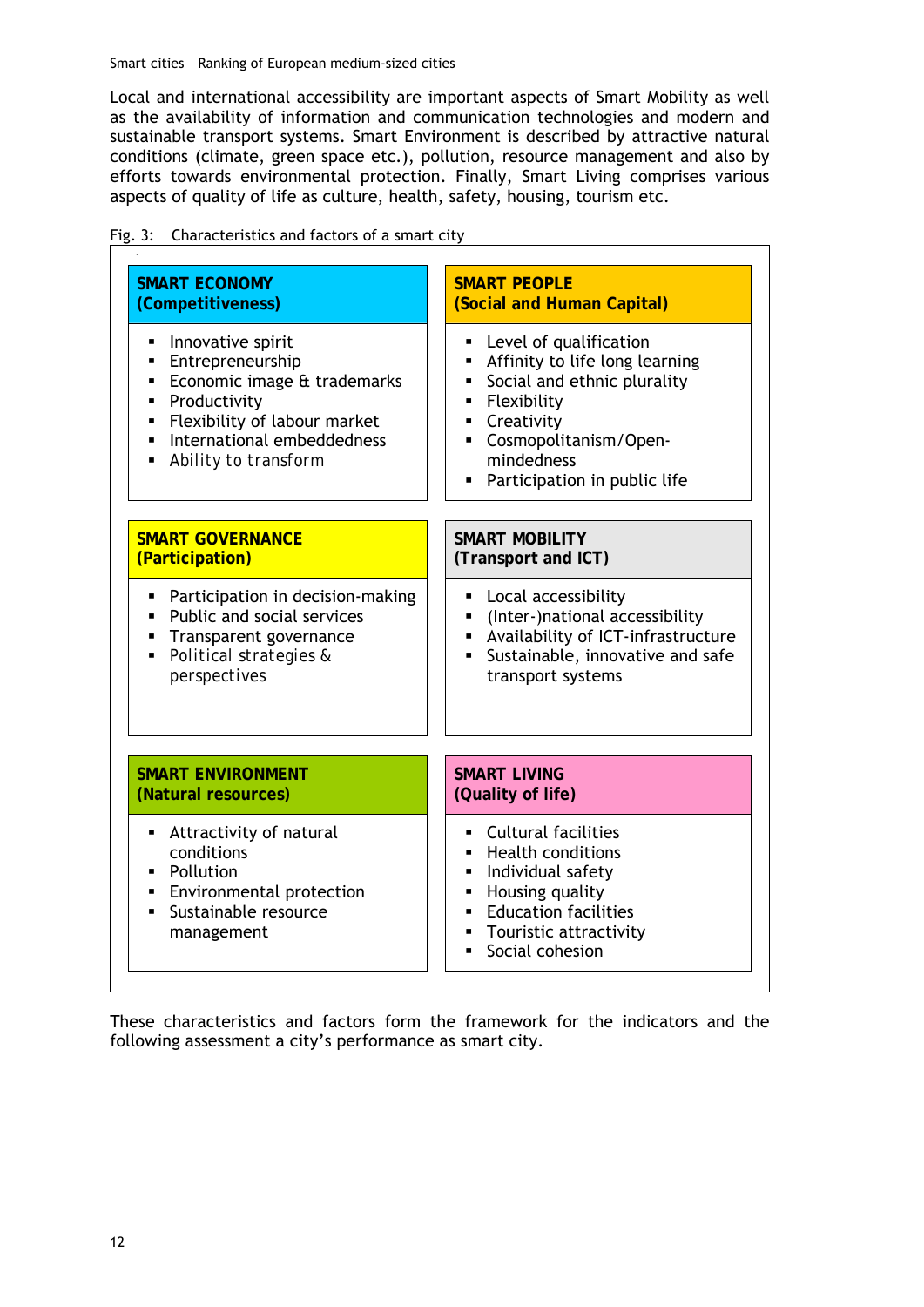Local and international accessibility are important aspects of Smart Mobility as well as the availability of information and communication technologies and modern and sustainable transport systems. Smart Environment is described by attractive natural conditions (climate, green space etc.), pollution, resource management and also by efforts towards environmental protection. Finally, Smart Living comprises various aspects of quality of life as culture, health, safety, housing, tourism etc.

Fig. 3: Characteristics and factors of a smart city

**SMART ECONOMY (Competitiveness)**

- Innovative spirit
- Entrepreneurship
- Economic image & trademarks
- Productivity
- Flexibility of labour market
- International embeddedness
- Ability to transform

**SMART PEOPLE (Social and Human Capital)**

- Level of qualification
- Affinity to life long learning
- Social and ethnic plurality
- Flexibility
- Creativity
- Cosmopolitanism/Open-mindedness
- Participation in public life

**SMART GOVERNANCE (Participation)**

- Participation in decision-making
- Public and social services
- Transparent governance
- Political strategies & perspectives

**SMART MOBILITY (Transport and ICT)**

- Local accessibility
- (Inter-)national accessibility
- Availability of ICT-infrastructure
- Sustainable, innovative and safe transport systems

**SMART ENVIRONMENT (Natural resources)**

- Attractivity of natural conditions
- Pollution
- Environmental protection
- Sustainable resource management

**SMART LIVING (Quality of life)**

- Cultural facilities
- Health conditions
- Individual safety
- Housing quality
- Education facilities
- Touristic attractivity
- Social cohesion

These characteristics and factors form the framework for the indicators and the following assessment a city's performance as smart city.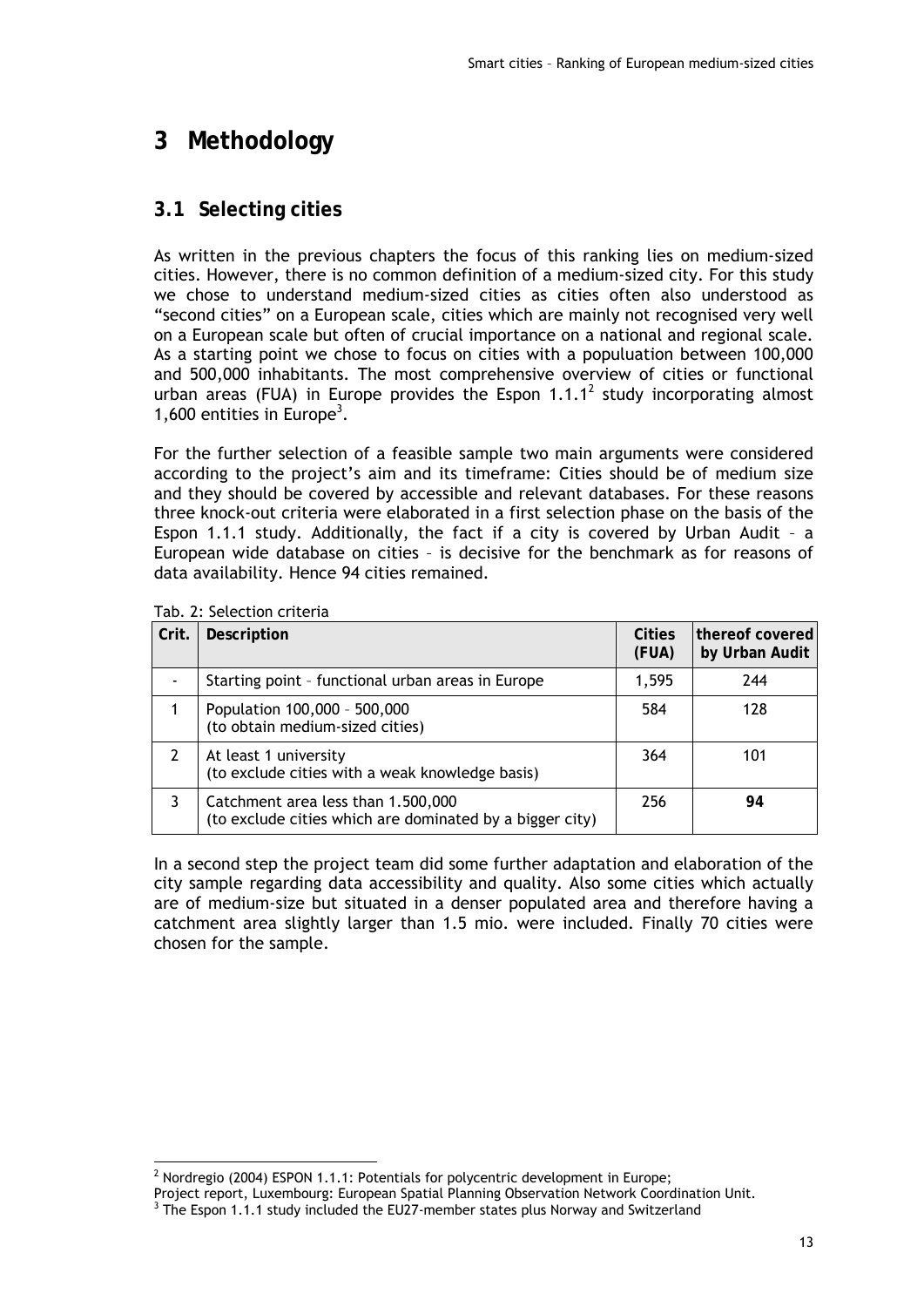# 3 Methodology

## 3.1 Selecting cities

As written in the previous chapters the focus of this ranking lies on medium-sized cities. However, there is no common definition of a medium-sized city. For this study we chose to understand medium-sized cities as cities often also understood as "second cities" on a European scale, cities which are mainly not recognised very well on a European scale but often of crucial importance on a national and regional scale. As a starting point we chose to focus on cities with a popuulation between 100,000 and 500,000 inhabitants. The most comprehensive overview of cities or functional urban areas (FUA) in Europe provides the Espon 1.1.1[2] study incorporating almost 1,600 entities in Europe[3].

For the further selection of a feasible sample two main arguments were considered according to the project's aim and its timeframe: Cities should be of medium size and they should be covered by accessible and relevant databases. For these reasons three knock-out criteria were elaborated in a first selection phase on the basis of the Espon 1.1.1 study. Additionally, the fact if a city is covered by Urban Audit – a European wide database on cities – is decisive for the benchmark as for reasons of data availability. Hence 94 cities remained.

Tab. 2: Selection criteria

| Crit. | Description | Cities (FUA) | thereof covered by Urban Audit |
|---|---|---|---|
| - | Starting point – functional urban areas in Europe | 1,595 | 244 |
| 1 | Population 100,000 – 500,000 (to obtain medium-sized cities) | 584 | 128 |
| 2 | At least 1 university (to exclude cities with a weak knowledge basis) | 364 | 101 |
| 3 | Catchment area less than 1.500,000 (to exclude cities which are dominated by a bigger city) | 256 | **94** |

In a second step the project team did some further adaptation and elaboration of the city sample regarding data accessibility and quality. Also some cities which actually are of medium-size but situated in a denser populated area and therefore having a catchment area slightly larger than 1.5 mio. were included. Finally 70 cities were chosen for the sample.

[2] Nordregio (2004) ESPON 1.1.1: Potentials for polycentric development in Europe; Project report, Luxembourg: European Spatial Planning Observation Network Coordination Unit.

[3] The Espon 1.1.1 study included the EU27-member states plus Norway and Switzerland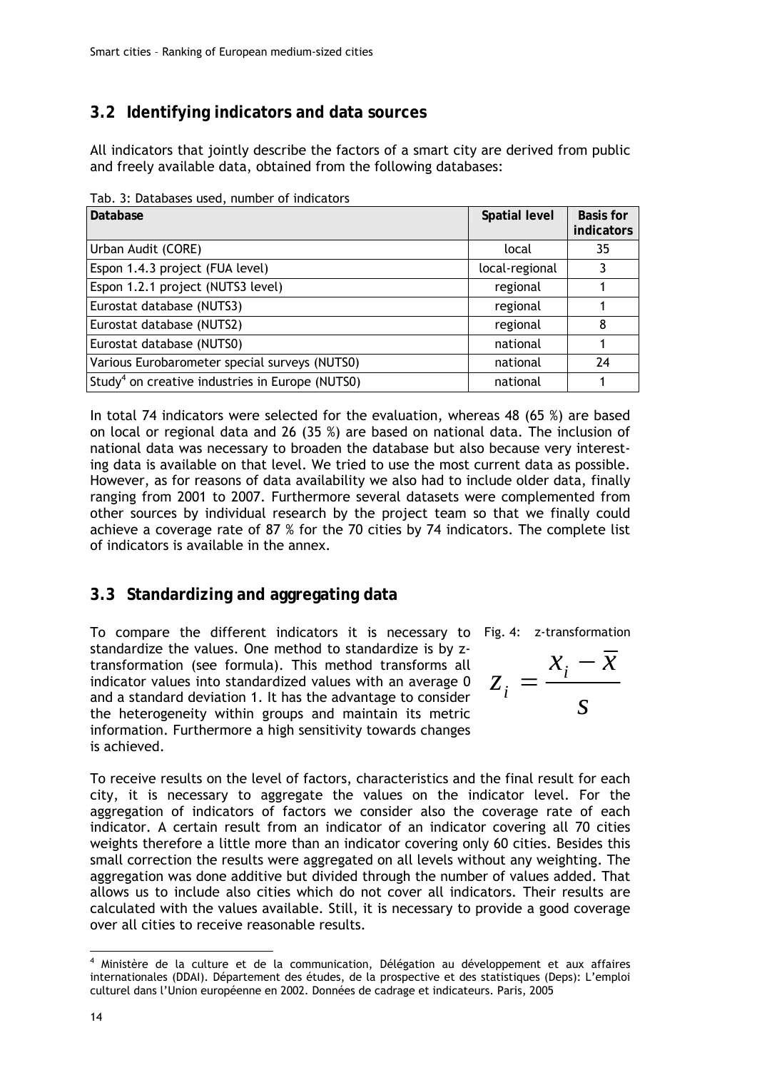## 3.2 Identifying indicators and data sources

All indicators that jointly describe the factors of a smart city are derived from public and freely available data, obtained from the following databases:

Tab. 3: Databases used, number of indicators

| Database | Spatial level | Basis for indicators |
|---|---|---|
| Urban Audit (CORE) | local | 35 |
| Espon 1.4.3 project (FUA level) | local-regional | 3 |
| Espon 1.2.1 project (NUTS3 level) | regional | 1 |
| Eurostat database (NUTS3) | regional | 1 |
| Eurostat database (NUTS2) | regional | 8 |
| Eurostat database (NUTS0) | national | 1 |
| Various Eurobarometer special surveys (NUTS0) | national | 24 |
| Study[4] on creative industries in Europe (NUTS0) | national | 1 |

In total 74 indicators were selected for the evaluation, whereas 48 (65 %) are based on local or regional data and 26 (35 %) are based on national data. The inclusion of national data was necessary to broaden the database but also because very interesting data is available on that level. We tried to use the most current data as possible. However, as for reasons of data availability we also had to include older data, finally ranging from 2001 to 2007. Furthermore several datasets were complemented from other sources by individual research by the project team so that we finally could achieve a coverage rate of 87 % for the 70 cities by 74 indicators. The complete list of indicators is available in the annex.

## 3.3 Standardizing and aggregating data

To compare the different indicators it is necessary to standardize the values. One method to standardize is by z-transformation (see formula). This method transforms all indicator values into standardized values with an average 0 and a standard deviation 1. It has the advantage to consider the heterogeneity within groups and maintain its metric information. Furthermore a high sensitivity towards changes is achieved.

Fig. 4: z-transformation

$$z_i = \frac{x_i - \overline{x}}{s}$$

To receive results on the level of factors, characteristics and the final result for each city, it is necessary to aggregate the values on the indicator level. For the aggregation of indicators of factors we consider also the coverage rate of each indicator. A certain result from an indicator of an indicator covering all 70 cities weights therefore a little more than an indicator covering only 60 cities. Besides this small correction the results were aggregated on all levels without any weighting. The aggregation was done additive but divided through the number of values added. That allows us to include also cities which do not cover all indicators. Their results are calculated with the values available. Still, it is necessary to provide a good coverage over all cities to receive reasonable results.

[4] Ministère de la culture et de la communication, Délégation au développement et aux affaires internationales (DDAI). Département des études, de la prospective et des statistiques (Deps): L'emploi culturel dans l'Union européenne en 2002. Données de cadrage et indicateurs. Paris, 2005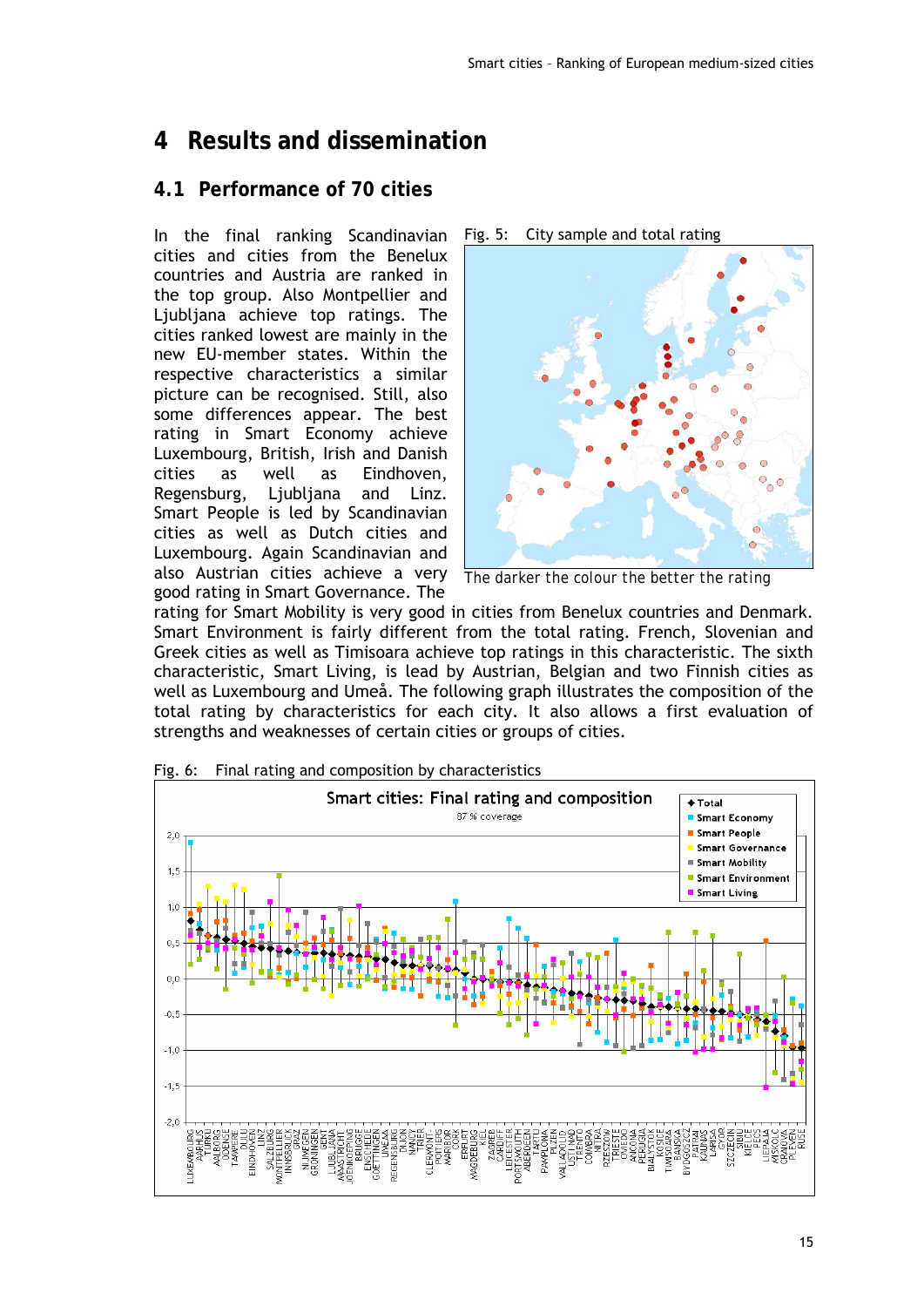# 4 Results and dissemination

## 4.1 Performance of 70 cities

In the final ranking Scandinavian cities and cities from the Benelux countries and Austria are ranked in the top group. Also Montpellier and Ljubljana achieve top ratings. The cities ranked lowest are mainly in the new EU-member states. Within the respective characteristics a similar picture can be recognised. Still, also some differences appear. The best rating in Smart Economy achieve Luxembourg, British, Irish and Danish cities as well as Eindhoven, Regensburg, Ljubljana and Linz. Smart People is led by Scandinavian cities as well as Dutch cities and Luxembourg. Again Scandinavian and also Austrian cities achieve a very good rating in Smart Governance. The rating for Smart Mobility is very good in cities from Benelux countries and Denmark. Smart Environment is fairly different from the total rating. French, Slovenian and Greek cities as well as Timisoara achieve top ratings in this characteristic. The sixth characteristic, Smart Living, is lead by Austrian, Belgian and two Finnish cities as well as Luxembourg and Umeå. The following graph illustrates the composition of the total rating by characteristics for each city. It also allows a first evaluation of strengths and weaknesses of certain cities or groups of cities.

Fig. 5: City sample and total rating

The darker the colour the better the rating

Fig. 6: Final rating and composition by characteristics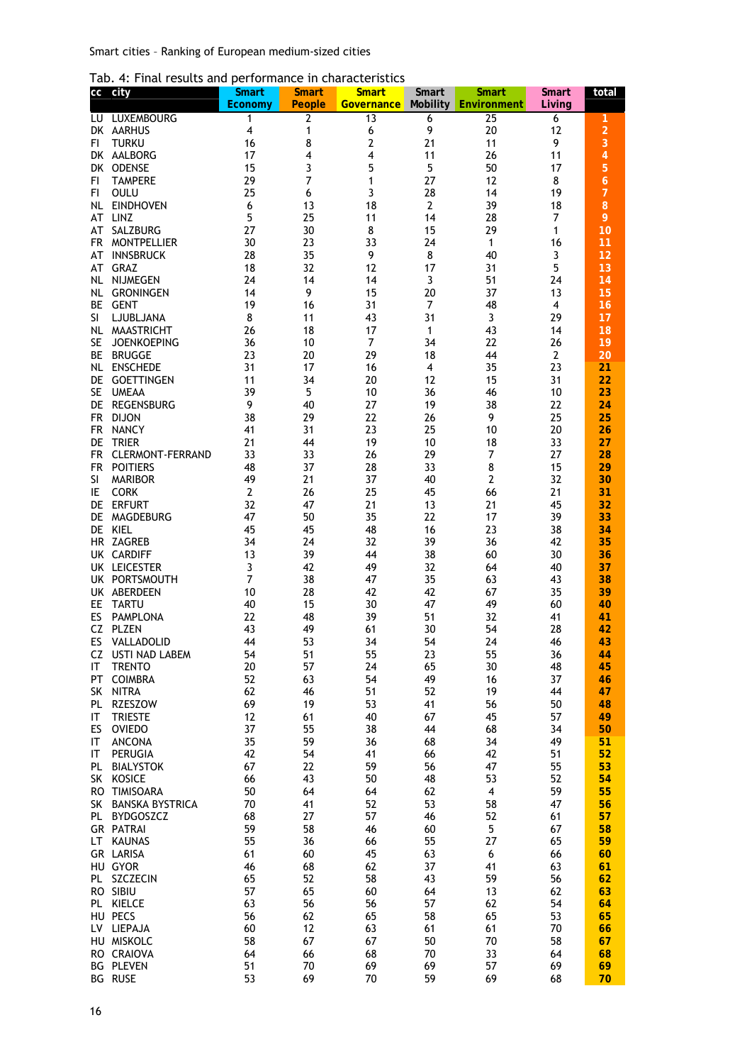Tab. 4: Final results and performance in characteristics

| cc | city | Smart Economy | Smart People | Smart Governance | Smart Mobility | Smart Environment | Smart Living | total |
|---|---|---|---|---|---|---|---|---|
| LU | LUXEMBOURG | 1 | 2 | 13 | 6 | 25 | 6 | **1** |
| DK | AARHUS | 4 | 1 | 6 | 9 | 20 | 12 | **2** |
| FI | TURKU | 16 | 8 | 2 | 21 | 11 | 9 | **3** |
| DK | AALBORG | 17 | 4 | 4 | 11 | 26 | 11 | **4** |
| DK | ODENSE | 15 | 3 | 5 | 5 | 50 | 17 | **5** |
| FI | TAMPERE | 29 | 7 | 1 | 27 | 12 | 8 | **6** |
| FI | OULU | 25 | 6 | 3 | 28 | 14 | 19 | **7** |
| NL | EINDHOVEN | 6 | 13 | 18 | 2 | 39 | 18 | **8** |
| AT | LINZ | 5 | 25 | 11 | 14 | 28 | 7 | **9** |
| AT | SALZBURG | 27 | 30 | 8 | 15 | 29 | 1 | **10** |
| FR | MONTPELLIER | 30 | 23 | 33 | 24 | 1 | 16 | **11** |
| AT | INNSBRUCK | 28 | 35 | 9 | 8 | 40 | 3 | **12** |
| AT | GRAZ | 18 | 32 | 12 | 17 | 31 | 5 | **13** |
| NL | NIJMEGEN | 24 | 14 | 14 | 3 | 51 | 24 | **14** |
| NL | GRONINGEN | 14 | 9 | 15 | 20 | 37 | 13 | **15** |
| BE | GENT | 19 | 16 | 31 | 7 | 48 | 4 | **16** |
| SI | LJUBLJANA | 8 | 11 | 43 | 31 | 3 | 29 | **17** |
| NL | MAASTRICHT | 26 | 18 | 17 | 1 | 43 | 14 | **18** |
| SE | JOENKOEPING | 36 | 10 | 7 | 34 | 22 | 26 | **19** |
| BE | BRUGGE | 23 | 20 | 29 | 18 | 44 | 2 | **20** |
| NL | ENSCHEDE | 31 | 17 | 16 | 4 | 35 | 23 | **21** |
| DE | GOETTINGEN | 11 | 34 | 20 | 12 | 15 | 31 | **22** |
| SE | UMEAA | 39 | 5 | 10 | 36 | 46 | 10 | **23** |
| DE | REGENSBURG | 9 | 40 | 27 | 19 | 38 | 22 | **24** |
| FR | DIJON | 38 | 29 | 22 | 26 | 9 | 25 | **25** |
| FR | NANCY | 41 | 31 | 23 | 25 | 10 | 20 | **26** |
| DE | TRIER | 21 | 44 | 19 | 10 | 18 | 33 | **27** |
| FR | CLERMONT-FERRAND | 33 | 33 | 26 | 29 | 7 | 27 | **28** |
| FR | POITIERS | 48 | 37 | 28 | 33 | 8 | 15 | **29** |
| SI | MARIBOR | 49 | 21 | 37 | 40 | 2 | 32 | **30** |
| IE | CORK | 2 | 26 | 25 | 45 | 66 | 21 | **31** |
| DE | ERFURT | 32 | 47 | 21 | 13 | 21 | 45 | **32** |
| DE | MAGDEBURG | 47 | 50 | 35 | 22 | 17 | 39 | **33** |
| DE | KIEL | 45 | 45 | 48 | 16 | 23 | 38 | **34** |
| HR | ZAGREB | 34 | 24 | 32 | 39 | 36 | 42 | **35** |
| UK | CARDIFF | 13 | 39 | 44 | 38 | 60 | 30 | **36** |
| UK | LEICESTER | 3 | 42 | 49 | 32 | 64 | 40 | **37** |
| UK | PORTSMOUTH | 7 | 38 | 47 | 35 | 63 | 43 | **38** |
| UK | ABERDEEN | 10 | 28 | 42 | 42 | 67 | 35 | **39** |
| EE | TARTU | 40 | 15 | 30 | 47 | 49 | 60 | **40** |
| ES | PAMPLONA | 22 | 48 | 39 | 51 | 32 | 41 | **41** |
| CZ | PLZEN | 43 | 49 | 61 | 30 | 54 | 28 | **42** |
| ES | VALLADOLID | 44 | 53 | 34 | 54 | 24 | 46 | **43** |
| CZ | USTI NAD LABEM | 54 | 51 | 55 | 23 | 55 | 36 | **44** |
| IT | TRENTO | 20 | 57 | 24 | 65 | 30 | 48 | **45** |
| PT | COIMBRA | 52 | 63 | 54 | 49 | 16 | 37 | **46** |
| SK | NITRA | 62 | 46 | 51 | 52 | 19 | 44 | **47** |
| PL | RZESZOW | 69 | 19 | 53 | 41 | 56 | 50 | **48** |
| IT | TRIESTE | 12 | 61 | 40 | 67 | 45 | 57 | **49** |
| ES | OVIEDO | 37 | 55 | 38 | 44 | 68 | 34 | **50** |
| IT | ANCONA | 35 | 59 | 36 | 68 | 34 | 49 | **51** |
| IT | PERUGIA | 42 | 54 | 41 | 66 | 42 | 51 | **52** |
| PL | BIALYSTOK | 67 | 22 | 59 | 56 | 47 | 55 | **53** |
| SK | KOSICE | 66 | 43 | 50 | 48 | 53 | 52 | **54** |
| RO | TIMISOARA | 50 | 64 | 64 | 62 | 4 | 59 | **55** |
| SK | BANSKA BYSTRICA | 70 | 41 | 52 | 53 | 58 | 47 | **56** |
| PL | BYDGOSZCZ | 68 | 27 | 57 | 46 | 52 | 61 | **57** |
| GR | PATRAI | 59 | 58 | 46 | 60 | 5 | 67 | **58** |
| LT | KAUNAS | 55 | 36 | 66 | 55 | 27 | 65 | **59** |
| GR | LARISA | 61 | 60 | 45 | 63 | 6 | 66 | **60** |
| HU | GYOR | 46 | 68 | 62 | 37 | 41 | 63 | **61** |
| PL | SZCZECIN | 65 | 52 | 58 | 43 | 59 | 56 | **62** |
| RO | SIBIU | 57 | 65 | 60 | 64 | 13 | 62 | **63** |
| PL | KIELCE | 63 | 56 | 56 | 57 | 62 | 54 | **64** |
| HU | PECS | 56 | 62 | 65 | 58 | 65 | 53 | **65** |
| LV | LIEPAJA | 60 | 12 | 63 | 61 | 61 | 70 | **66** |
| HU | MISKOLC | 58 | 67 | 67 | 50 | 70 | 58 | **67** |
| RO | CRAIOVA | 64 | 66 | 68 | 70 | 33 | 64 | **68** |
| BG | PLEVEN | 51 | 70 | 69 | 69 | 57 | 69 | **69** |
| BG | RUSE | 53 | 69 | 70 | 59 | 69 | 68 | **70** |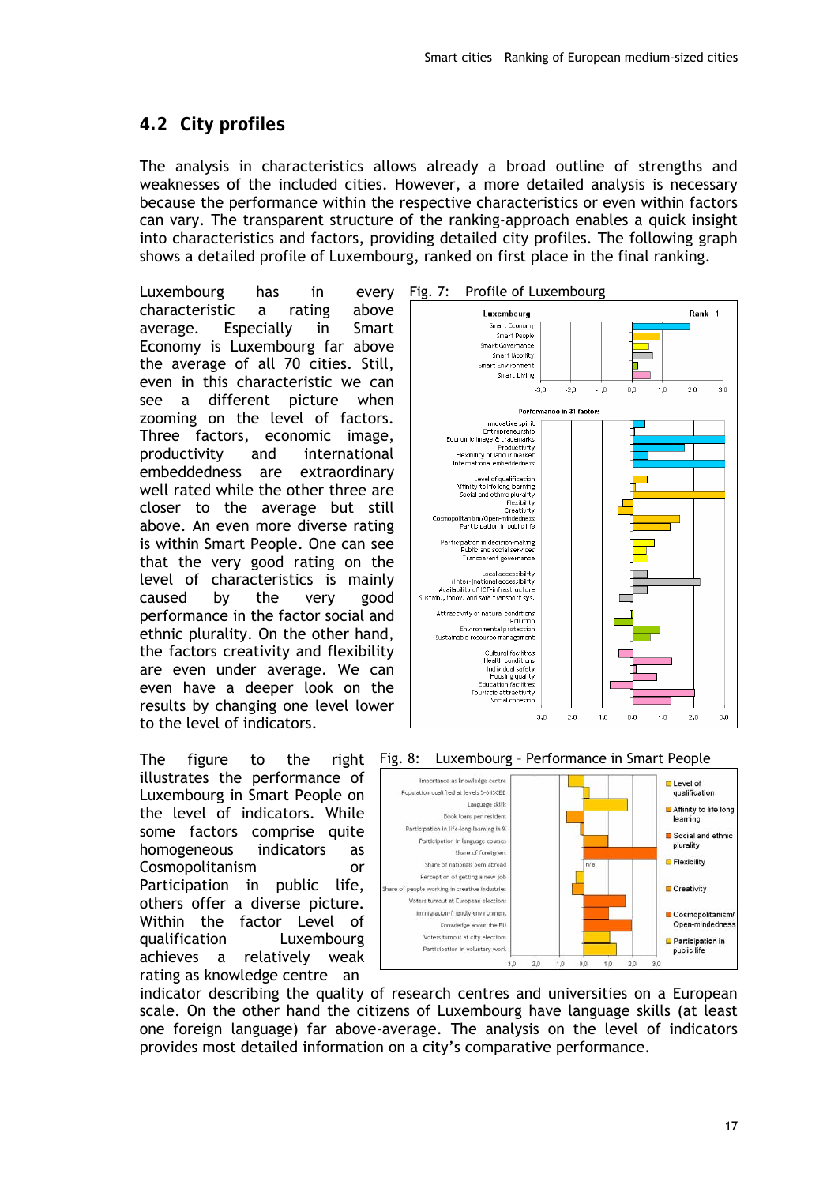## 4.2 City profiles

The analysis in characteristics allows already a broad outline of strengths and weaknesses of the included cities. However, a more detailed analysis is necessary because the performance within the respective characteristics or even within factors can vary. The transparent structure of the ranking-approach enables a quick insight into characteristics and factors, providing detailed city profiles. The following graph shows a detailed profile of Luxembourg, ranked on first place in the final ranking.

Luxembourg has in every characteristic a rating above average. Especially in Smart Economy is Luxembourg far above the average of all 70 cities. Still, even in this characteristic we can see a different picture when zooming on the level of factors. Three factors, economic image, productivity and international embeddedness are extraordinary well rated while the other three are closer to the average but still above. An even more diverse rating is within Smart People. One can see that the very good rating on the level of characteristics is mainly caused by the very good performance in the factor social and ethnic plurality. On the other hand, the factors creativity and flexibility are even under average. We can even have a deeper look on the results by changing one level lower to the level of indicators.

Fig. 7: Profile of Luxembourg

The figure to the right illustrates the performance of Luxembourg in Smart People on the level of indicators. While some factors comprise quite homogeneous indicators as Cosmopolitanism or Participation in public life, others offer a diverse picture. Within the factor Level of qualification Luxembourg achieves a relatively weak rating as knowledge centre – an indicator describing the quality of research centres and universities on a European scale. On the other hand the citizens of Luxembourg have language skills (at least one foreign language) far above-average. The analysis on the level of indicators provides most detailed information on a city's comparative performance.

Fig. 8: Luxembourg – Performance in Smart People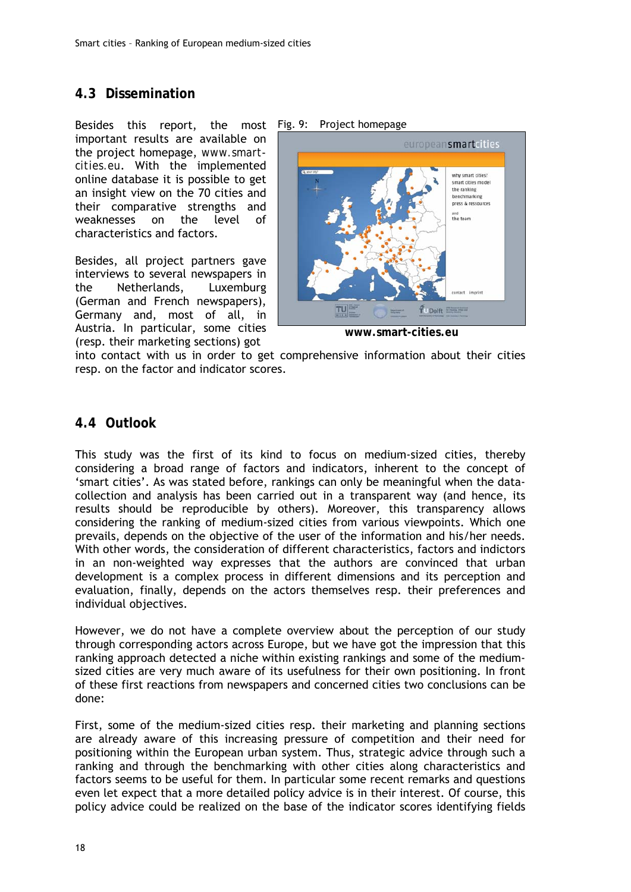## 4.3 Dissemination

Besides this report, the most important results are available on the project homepage, www.smart-cities.eu. With the implemented online database it is possible to get an insight view on the 70 cities and their comparative strengths and weaknesses on the level of characteristics and factors.

Fig. 9: Project homepage

www.smart-cities.eu

Besides, all project partners gave interviews to several newspapers in the Netherlands, Luxemburg (German and French newspapers), Germany and, most of all, in Austria. In particular, some cities (resp. their marketing sections) got into contact with us in order to get comprehensive information about their cities resp. on the factor and indicator scores.

## 4.4 Outlook

This study was the first of its kind to focus on medium-sized cities, thereby considering a broad range of factors and indicators, inherent to the concept of 'smart cities'. As was stated before, rankings can only be meaningful when the data-collection and analysis has been carried out in a transparent way (and hence, its results should be reproducible by others). Moreover, this transparency allows considering the ranking of medium-sized cities from various viewpoints. Which one prevails, depends on the objective of the user of the information and his/her needs. With other words, the consideration of different characteristics, factors and indictors in an non-weighted way expresses that the authors are convinced that urban development is a complex process in different dimensions and its perception and evaluation, finally, depends on the actors themselves resp. their preferences and individual objectives.

However, we do not have a complete overview about the perception of our study through corresponding actors across Europe, but we have got the impression that this ranking approach detected a niche within existing rankings and some of the medium-sized cities are very much aware of its usefulness for their own positioning. In front of these first reactions from newspapers and concerned cities two conclusions can be done:

First, some of the medium-sized cities resp. their marketing and planning sections are already aware of this increasing pressure of competition and their need for positioning within the European urban system. Thus, strategic advice through such a ranking and through the benchmarking with other cities along characteristics and factors seems to be useful for them. In particular some recent remarks and questions even let expect that a more detailed policy advice is in their interest. Of course, this policy advice could be realized on the base of the indicator scores identifying fields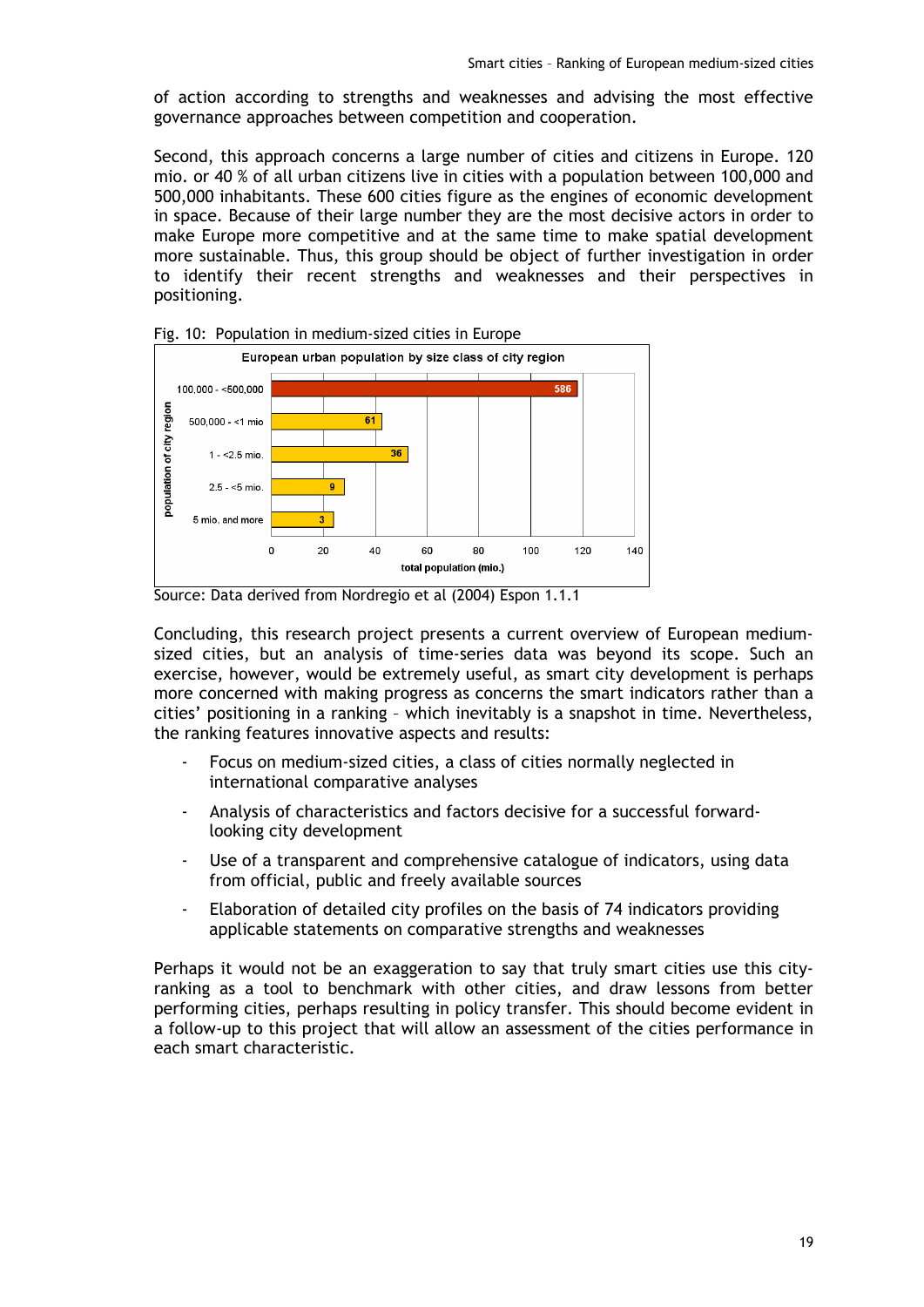of action according to strengths and weaknesses and advising the most effective governance approaches between competition and cooperation.

Second, this approach concerns a large number of cities and citizens in Europe. 120 mio. or 40 % of all urban citizens live in cities with a population between 100,000 and 500,000 inhabitants. These 600 cities figure as the engines of economic development in space. Because of their large number they are the most decisive actors in order to make Europe more competitive and at the same time to make spatial development more sustainable. Thus, this group should be object of further investigation in order to identify their recent strengths and weaknesses and their perspectives in positioning.

Fig. 10: Population in medium-sized cities in Europe

European urban population by size class of city region

| Population of city region | Number of city regions |
|---|---|
| 100,000 - <500,000 | 586 |
| 500,000 - <1 mio | 61 |
| 1 - <2.5 mio. | 36 |
| 2.5 - <5 mio. | 9 |
| 5 mio. and more | 3 |

(x-axis: total population (mio.), 0–140)

Source: Data derived from Nordregio et al (2004) Espon 1.1.1

Concluding, this research project presents a current overview of European medium-sized cities, but an analysis of time-series data was beyond its scope. Such an exercise, however, would be extremely useful, as smart city development is perhaps more concerned with making progress as concerns the smart indicators rather than a cities' positioning in a ranking – which inevitably is a snapshot in time. Nevertheless, the ranking features innovative aspects and results:

- Focus on medium-sized cities, a class of cities normally neglected in international comparative analyses
- Analysis of characteristics and factors decisive for a successful forward-looking city development
- Use of a transparent and comprehensive catalogue of indicators, using data from official, public and freely available sources
- Elaboration of detailed city profiles on the basis of 74 indicators providing applicable statements on comparative strengths and weaknesses

Perhaps it would not be an exaggeration to say that truly smart cities use this city-ranking as a tool to benchmark with other cities, and draw lessons from better performing cities, perhaps resulting in policy transfer. This should become evident in a follow-up to this project that will allow an assessment of the cities performance in each smart characteristic.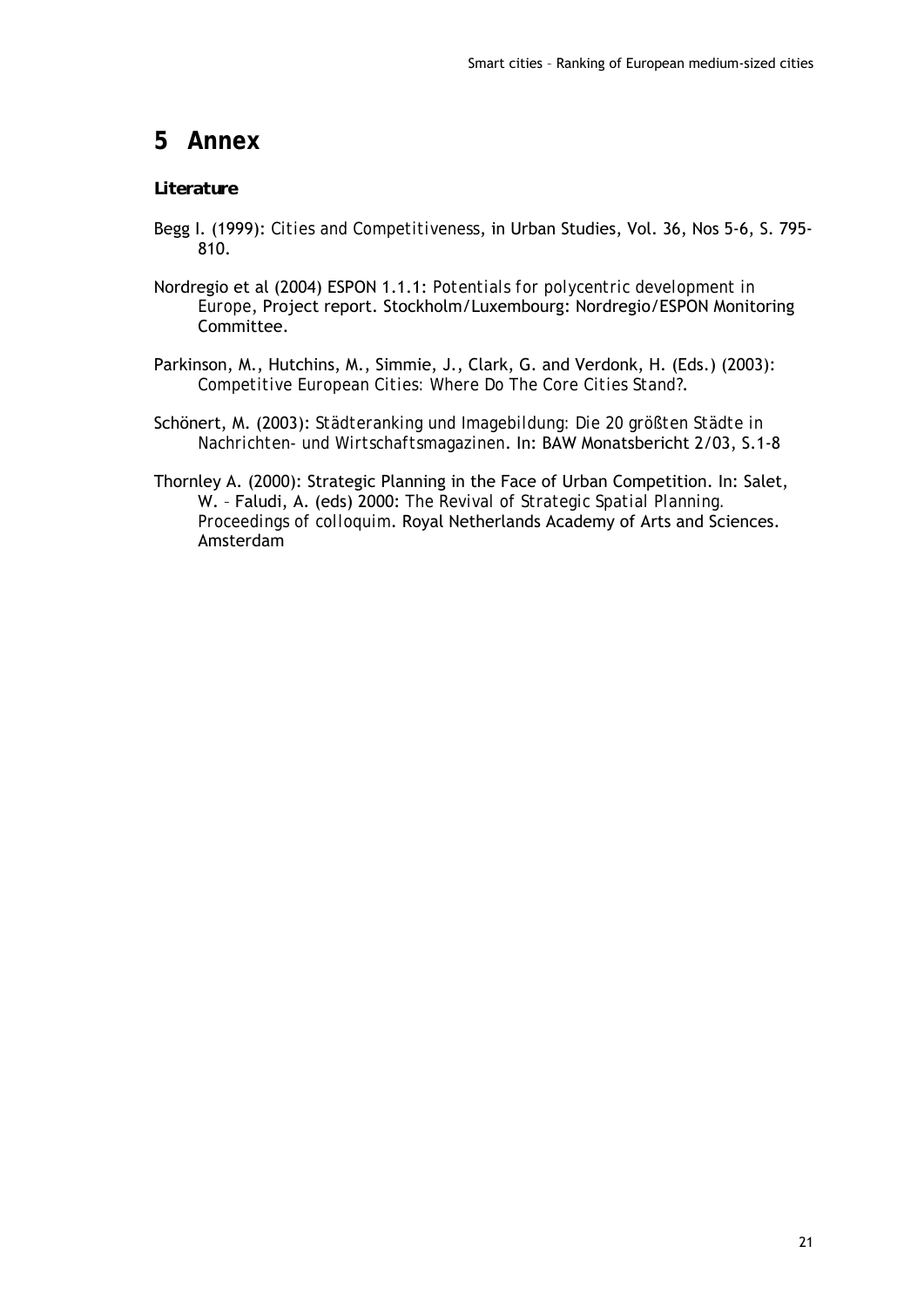# 5 Annex

**Literature**

Begg I. (1999): *Cities and Competitiveness*, in Urban Studies, Vol. 36, Nos 5-6, S. 795-810.

Nordregio et al (2004) ESPON 1.1.1: *Potentials for polycentric development in Europe*, Project report. Stockholm/Luxembourg: Nordregio/ESPON Monitoring Committee.

Parkinson, M., Hutchins, M., Simmie, J., Clark, G. and Verdonk, H. (Eds.) (2003): *Competitive European Cities: Where Do The Core Cities Stand?*.

Schönert, M. (2003): *Städteranking und Imagebildung: Die 20 größten Städte in Nachrichten- und Wirtschaftsmagazinen*. In: BAW Monatsbericht 2/03, S.1-8

Thornley A. (2000): Strategic Planning in the Face of Urban Competition. In: Salet, W. – Faludi, A. (eds) 2000: *The Revival of Strategic Spatial Planning. Proceedings of colloquim*. Royal Netherlands Academy of Arts and Sciences. Amsterdam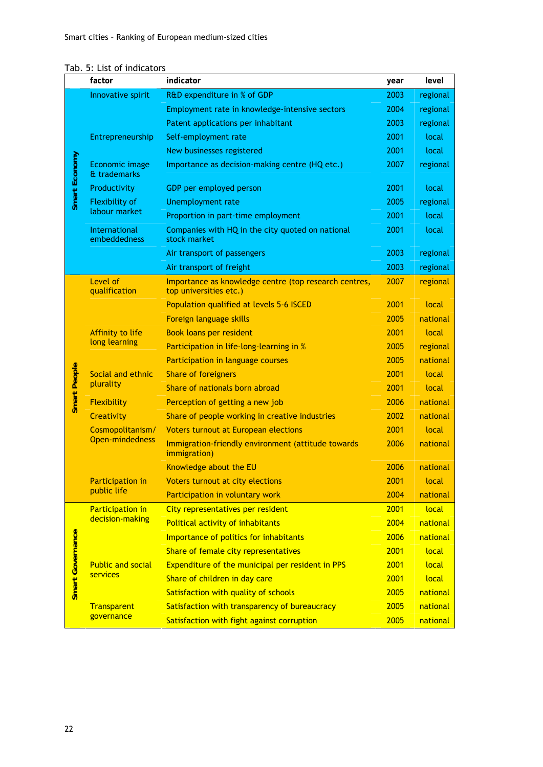Tab. 5: List of indicators

| | factor | indicator | year | level |
|---|---|---|---|---|
| Smart Economy | Innovative spirit | R&D expenditure in % of GDP | 2003 | regional |
| | | Employment rate in knowledge-intensive sectors | 2004 | regional |
| | | Patent applications per inhabitant | 2003 | regional |
| | Entrepreneurship | Self-employment rate | 2001 | local |
| | | New businesses registered | 2001 | local |
| | Economic image & trademarks | Importance as decision-making centre (HQ etc.) | 2007 | regional |
| | Productivity | GDP per employed person | 2001 | local |
| | Flexibility of labour market | Unemployment rate | 2005 | regional |
| | | Proportion in part-time employment | 2001 | local |
| | International embeddedness | Companies with HQ in the city quoted on national stock market | 2001 | local |
| | | Air transport of passengers | 2003 | regional |
| | | Air transport of freight | 2003 | regional |
| Smart People | Level of qualification | Importance as knowledge centre (top research centres, top universities etc.) | 2007 | regional |
| | | Population qualified at levels 5-6 ISCED | 2001 | local |
| | | Foreign language skills | 2005 | national |
| | Affinity to life long learning | Book loans per resident | 2001 | local |
| | | Participation in life-long-learning in % | 2005 | regional |
| | | Participation in language courses | 2005 | national |
| | Social and ethnic plurality | Share of foreigners | 2001 | local |
| | | Share of nationals born abroad | 2001 | local |
| | Flexibility | Perception of getting a new job | 2006 | national |
| | Creativity | Share of people working in creative industries | 2002 | national |
| | Cosmopolitanism/ Open-mindedness | Voters turnout at European elections | 2001 | local |
| | | Immigration-friendly environment (attitude towards immigration) | 2006 | national |
| | | Knowledge about the EU | 2006 | national |
| | Participation in public life | Voters turnout at city elections | 2001 | local |
| | | Participation in voluntary work | 2004 | national |
| Smart Governance | Participation in decision-making | City representatives per resident | 2001 | local |
| | | Political activity of inhabitants | 2004 | national |
| | | Importance of politics for inhabitants | 2006 | national |
| | | Share of female city representatives | 2001 | local |
| | Public and social services | Expenditure of the municipal per resident in PPS | 2001 | local |
| | | Share of children in day care | 2001 | local |
| | | Satisfaction with quality of schools | 2005 | national |
| | Transparent governance | Satisfaction with transparency of bureaucracy | 2005 | national |
| | | Satisfaction with fight against corruption | 2005 | national |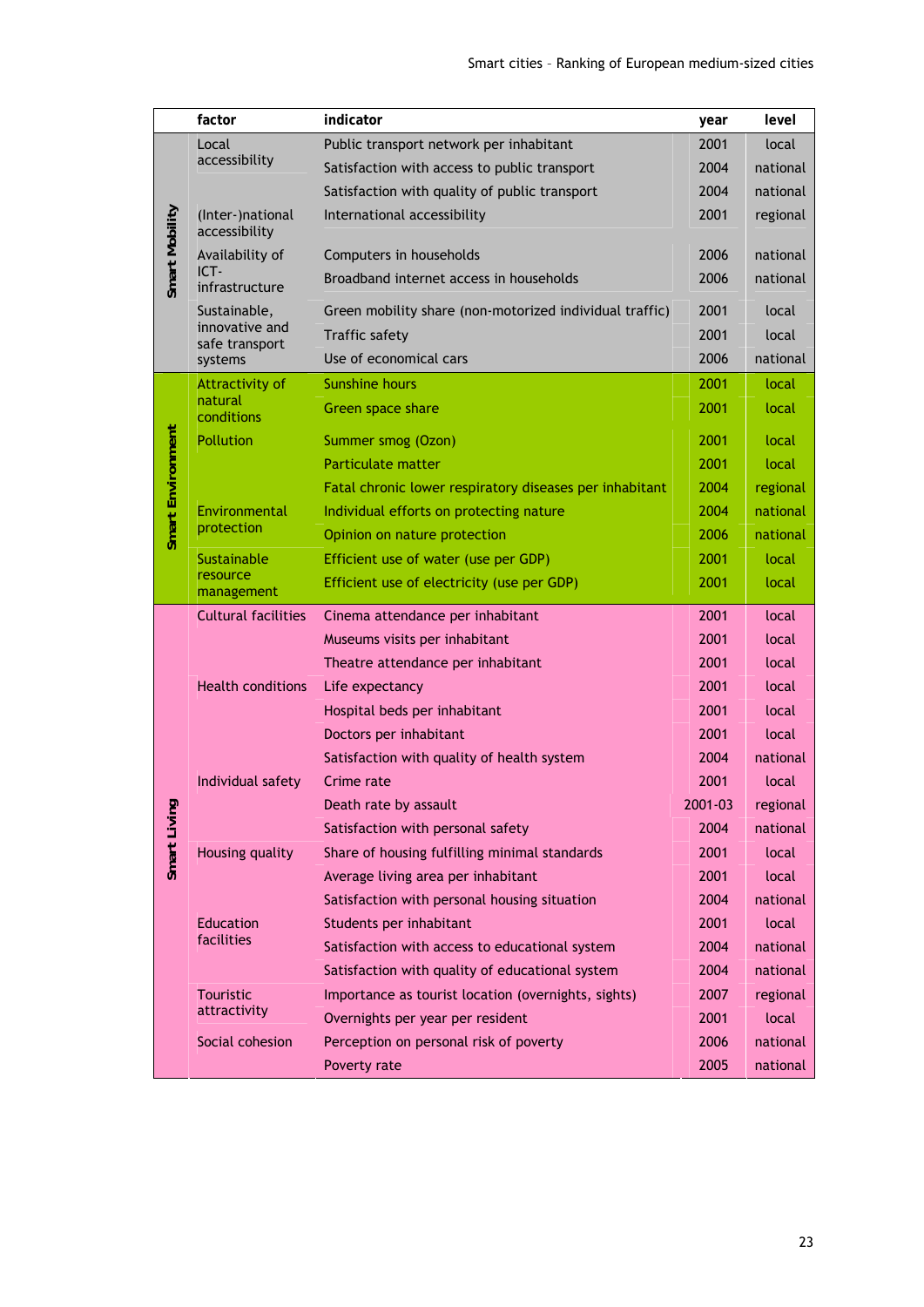| | factor | indicator | year | level |
|---|---|---|---|---|
| Smart Mobility | Local accessibility | Public transport network per inhabitant | 2001 | local |
| | | Satisfaction with access to public transport | 2004 | national |
| | | Satisfaction with quality of public transport | 2004 | national |
| | (Inter-)national accessibility | International accessibility | 2001 | regional |
| | Availability of ICT-infrastructure | Computers in households | 2006 | national |
| | | Broadband internet access in households | 2006 | national |
| | Sustainable, innovative and safe transport systems | Green mobility share (non-motorized individual traffic) | 2001 | local |
| | | Traffic safety | 2001 | local |
| | | Use of economical cars | 2006 | national |
| Smart Environment | Attractivity of natural conditions | Sunshine hours | 2001 | local |
| | | Green space share | 2001 | local |
| | Pollution | Summer smog (Ozon) | 2001 | local |
| | | Particulate matter | 2001 | local |
| | | Fatal chronic lower respiratory diseases per inhabitant | 2004 | regional |
| | Environmental protection | Individual efforts on protecting nature | 2004 | national |
| | | Opinion on nature protection | 2006 | national |
| | Sustainable resource management | Efficient use of water (use per GDP) | 2001 | local |
| | | Efficient use of electricity (use per GDP) | 2001 | local |
| Smart Living | Cultural facilities | Cinema attendance per inhabitant | 2001 | local |
| | | Museums visits per inhabitant | 2001 | local |
| | | Theatre attendance per inhabitant | 2001 | local |
| | Health conditions | Life expectancy | 2001 | local |
| | | Hospital beds per inhabitant | 2001 | local |
| | | Doctors per inhabitant | 2001 | local |
| | | Satisfaction with quality of health system | 2004 | national |
| | Individual safety | Crime rate | 2001 | local |
| | | Death rate by assault | 2001-03 | regional |
| | | Satisfaction with personal safety | 2004 | national |
| | Housing quality | Share of housing fulfilling minimal standards | 2001 | local |
| | | Average living area per inhabitant | 2001 | local |
| | | Satisfaction with personal housing situation | 2004 | national |
| | Education facilities | Students per inhabitant | 2001 | local |
| | | Satisfaction with access to educational system | 2004 | national |
| | | Satisfaction with quality of educational system | 2004 | national |
| | Touristic attractivity | Importance as tourist location (overnights, sights) | 2007 | regional |
| | | Overnights per year per resident | 2001 | local |
| | Social cohesion | Perception on personal risk of poverty | 2006 | national |
| | | Poverty rate | 2005 | national |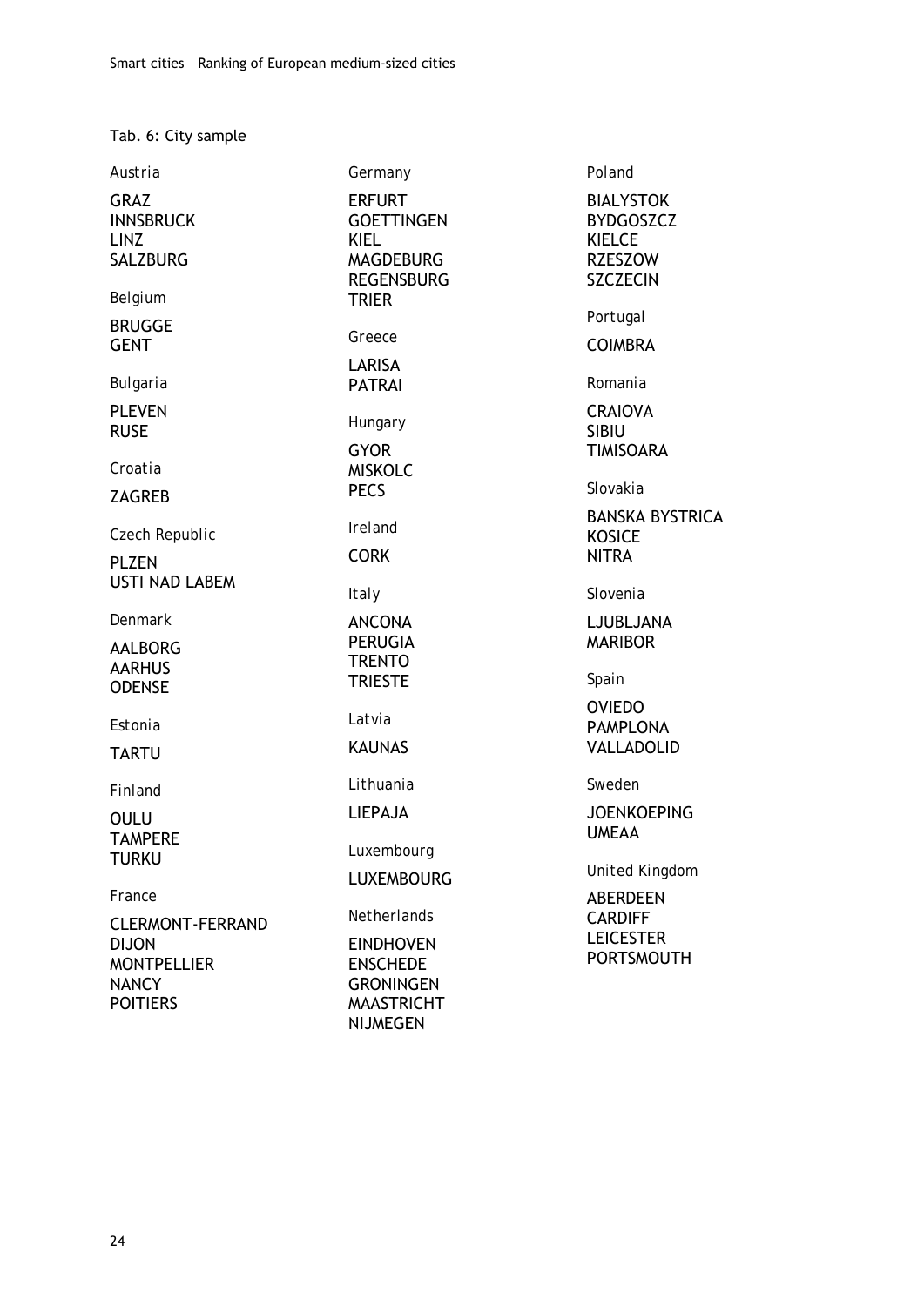Tab. 6: City sample

Austria

GRAZ
INNSBRUCK
LINZ
SALZBURG

Belgium

BRUGGE
GENT

Bulgaria

PLEVEN
RUSE

Croatia

ZAGREB

Czech Republic

PLZEN
USTI NAD LABEM

Denmark

AALBORG
AARHUS
ODENSE

Estonia

TARTU

Finland

OULU
TAMPERE
TURKU

France

CLERMONT-FERRAND
DIJON
MONTPELLIER
NANCY
POITIERS

Germany

ERFURT
GOETTINGEN
KIEL
MAGDEBURG
REGENSBURG
TRIER

Greece

LARISA
PATRAI

Hungary

GYOR
MISKOLC
PECS

Ireland

CORK

Italy

ANCONA
PERUGIA
TRENTO
TRIESTE

Latvia

KAUNAS

Lithuania

LIEPAJA

Luxembourg

LUXEMBOURG

Netherlands

EINDHOVEN
ENSCHEDE
GRONINGEN
MAASTRICHT
NIJMEGEN

Poland

BIALYSTOK
BYDGOSZCZ
KIELCE
RZESZOW
SZCZECIN

Portugal

COIMBRA

Romania

CRAIOVA
SIBIU
TIMISOARA

Slovakia

BANSKA BYSTRICA
KOSICE
NITRA

Slovenia

LJUBLJANA
MARIBOR

Spain

OVIEDO
PAMPLONA
VALLADOLID

Sweden

JOENKOEPING
UMEAA

United Kingdom

ABERDEEN
CARDIFF
LEICESTER
PORTSMOUTH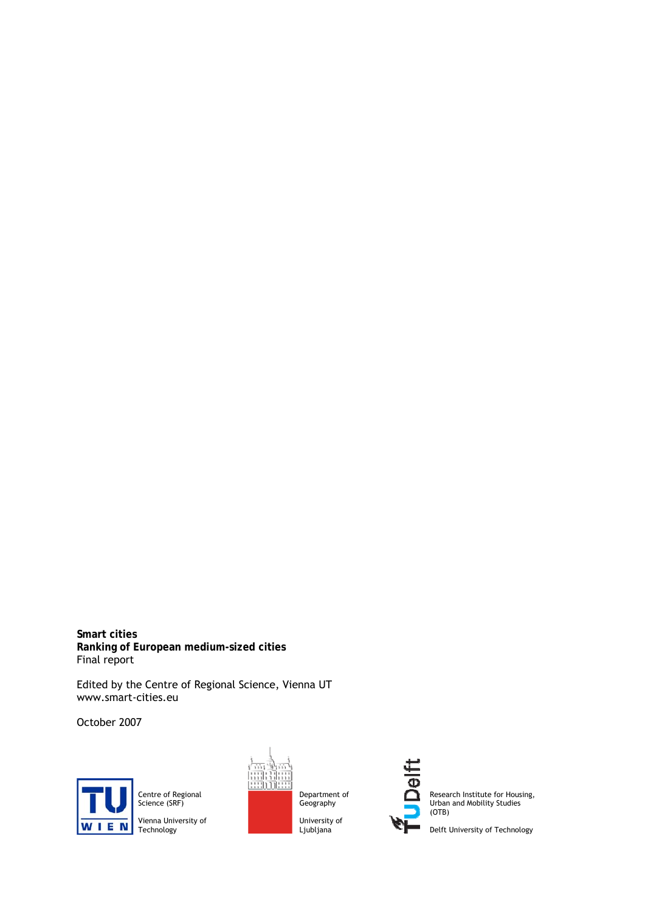**Smart cities**
**Ranking of European medium-sized cities**
Final report

Edited by the Centre of Regional Science, Vienna UT
www.smart-cities.eu

October 2007

Centre of Regional Science (SRF)

Vienna University of Technology

Department of Geography

University of Ljubljana

Research Institute for Housing, Urban and Mobility Studies (OTB)

Delft University of Technology